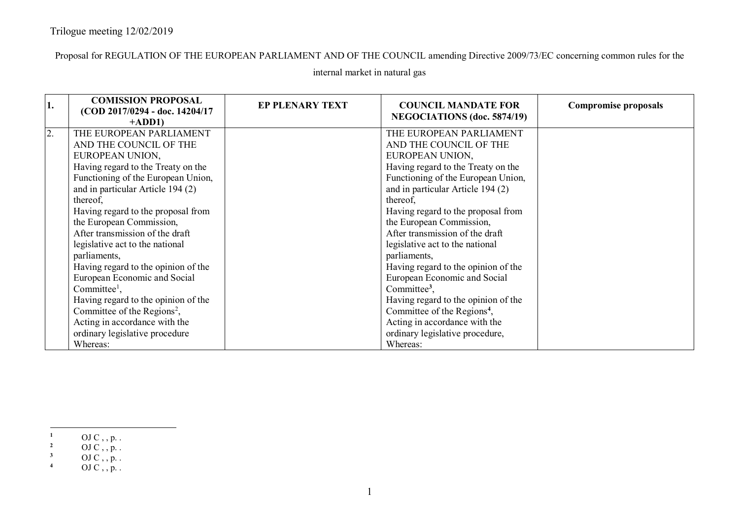Trilogue meeting 12/02/2019

Proposal for REGULATION OF THE EUROPEAN PARLIAMENT AND OF THE COUNCIL amending Directive 2009/73/EC concerning common rules for the internal market in natural gas

| 1. | **COMISSION PROPOSAL (COD 2017/0294 - doc. 14204/17 +ADD1)** | **EP PLENARY TEXT** | **COUNCIL MANDATE FOR NEGOCIATIONS (doc. 5874/19)** | **Compromise proposals** |
|---|---|---|---|---|
| 2. | THE EUROPEAN PARLIAMENT AND THE COUNCIL OF THE EUROPEAN UNION,<br>Having regard to the Treaty on the Functioning of the European Union, and in particular Article 194 (2) thereof,<br>Having regard to the proposal from the European Commission,<br>After transmission of the draft legislative act to the national parliaments,<br>Having regard to the opinion of the European Economic and Social Committee[1],<br>Having regard to the opinion of the Committee of the Regions[2],<br>Acting in accordance with the ordinary legislative procedure<br>Whereas: | | THE EUROPEAN PARLIAMENT AND THE COUNCIL OF THE EUROPEAN UNION,<br>Having regard to the Treaty on the Functioning of the European Union, and in particular Article 194 (2) thereof,<br>Having regard to the proposal from the European Commission,<br>After transmission of the draft legislative act to the national parliaments,<br>Having regard to the opinion of the European Economic and Social Committee[3],<br>Having regard to the opinion of the Committee of the Regions[4],<br>Acting in accordance with the ordinary legislative procedure,<br>Whereas: | |

[1] OJ C , , p. .

[2] OJ C , , p. .

[3] OJ C , , p. .

[4] OJ C , , p. .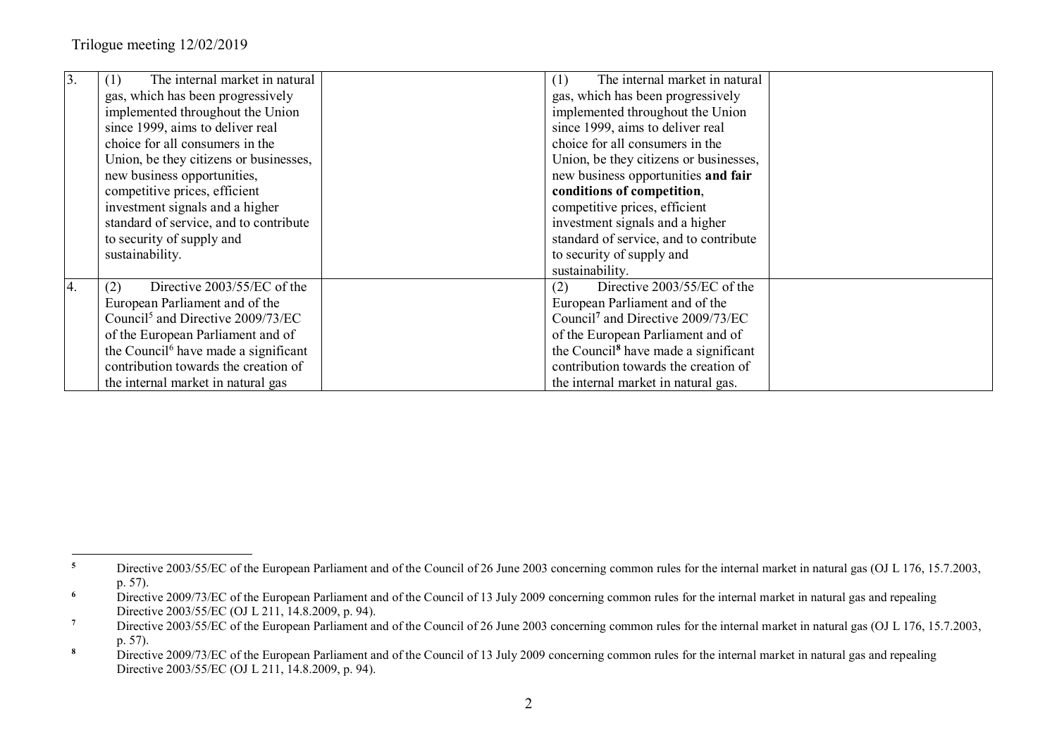| | | | | |
|---|---|---|---|---|
| 3. | (1) The internal market in natural gas, which has been progressively implemented throughout the Union since 1999, aims to deliver real choice for all consumers in the Union, be they citizens or businesses, new business opportunities, competitive prices, efficient investment signals and a higher standard of service, and to contribute to security of supply and sustainability. | | (1) The internal market in natural gas, which has been progressively implemented throughout the Union since 1999, aims to deliver real choice for all consumers in the Union, be they citizens or businesses, new business opportunities **and fair conditions of competition**, competitive prices, efficient investment signals and a higher standard of service, and to contribute to security of supply and sustainability. | |
| 4. | (2) Directive 2003/55/EC of the European Parliament and of the Council[5] and Directive 2009/73/EC of the European Parliament and of the Council[6] have made a significant contribution towards the creation of the internal market in natural gas | | (2) Directive 2003/55/EC of the European Parliament and of the Council[7] and Directive 2009/73/EC of the European Parliament and of the Council[8] have made a significant contribution towards the creation of the internal market in natural gas. | |

[5] Directive 2003/55/EC of the European Parliament and of the Council of 26 June 2003 concerning common rules for the internal market in natural gas (OJ L 176, 15.7.2003, p. 57).

[6] Directive 2009/73/EC of the European Parliament and of the Council of 13 July 2009 concerning common rules for the internal market in natural gas and repealing Directive 2003/55/EC (OJ L 211, 14.8.2009, p. 94).

[7] Directive 2003/55/EC of the European Parliament and of the Council of 26 June 2003 concerning common rules for the internal market in natural gas (OJ L 176, 15.7.2003, p. 57).

[8] Directive 2009/73/EC of the European Parliament and of the Council of 13 July 2009 concerning common rules for the internal market in natural gas and repealing Directive 2003/55/EC (OJ L 211, 14.8.2009, p. 94).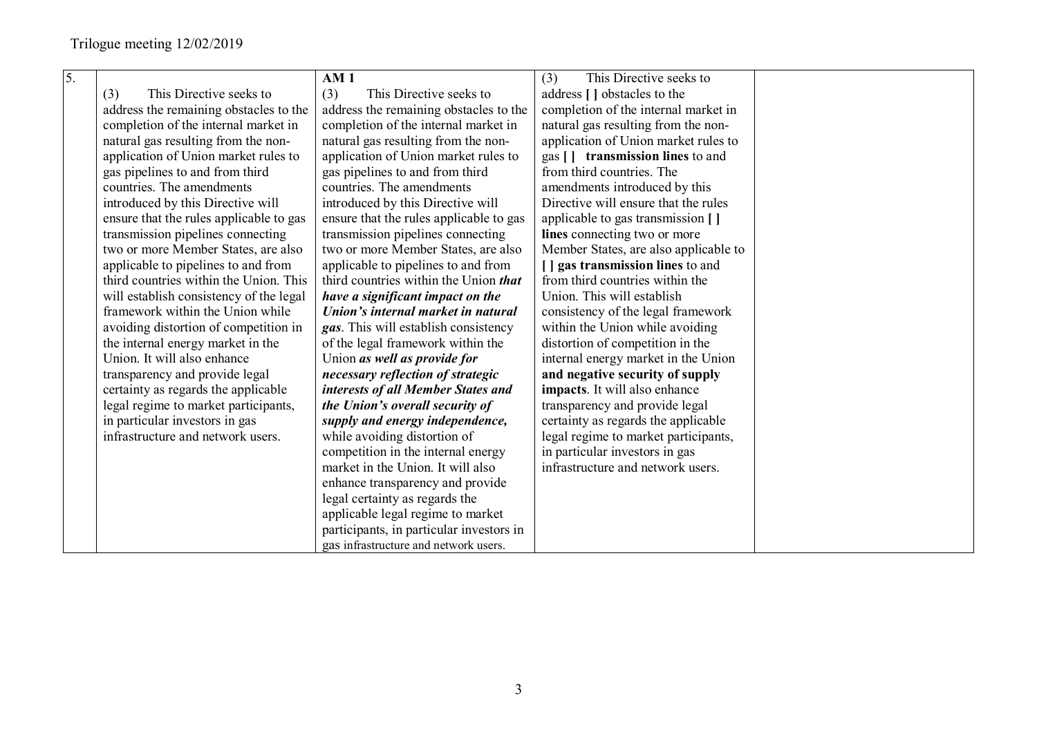| 5. | (3) This Directive seeks to address the remaining obstacles to the completion of the internal market in natural gas resulting from the non-application of Union market rules to gas pipelines to and from third countries. The amendments introduced by this Directive will ensure that the rules applicable to gas transmission pipelines connecting two or more Member States, are also applicable to pipelines to and from third countries within the Union. This will establish consistency of the legal framework within the Union while avoiding distortion of competition in the internal energy market in the Union. It will also enhance transparency and provide legal certainty as regards the applicable legal regime to market participants, in particular investors in gas infrastructure and network users. | **AM 1**<br>(3) This Directive seeks to address the remaining obstacles to the completion of the internal market in natural gas resulting from the non-application of Union market rules to gas pipelines to and from third countries. The amendments introduced by this Directive will ensure that the rules applicable to gas transmission pipelines connecting two or more Member States, are also applicable to pipelines to and from third countries within the Union ***that have a significant impact on the Union's internal market in natural gas***. This will establish consistency of the legal framework within the Union ***as well as provide for necessary reflection of strategic interests of all Member States and the Union's overall security of supply and energy independence,*** while avoiding distortion of competition in the internal energy market in the Union. It will also enhance transparency and provide legal certainty as regards the applicable legal regime to market participants, in particular investors in gas infrastructure and network users. | (3) This Directive seeks to address **[ ]** obstacles to the completion of the internal market in natural gas resulting from the non-application of Union market rules to gas **[ ] transmission lines** to and from third countries. The amendments introduced by this Directive will ensure that the rules applicable to gas transmission **[ ] lines** connecting two or more Member States, are also applicable to **[ ] gas transmission lines** to and from third countries within the Union. This will establish consistency of the legal framework within the Union while avoiding distortion of competition in the internal energy market in the Union **and negative security of supply impacts**. It will also enhance transparency and provide legal certainty as regards the applicable legal regime to market participants, in particular investors in gas infrastructure and network users. | |
|---|---|---|---|---|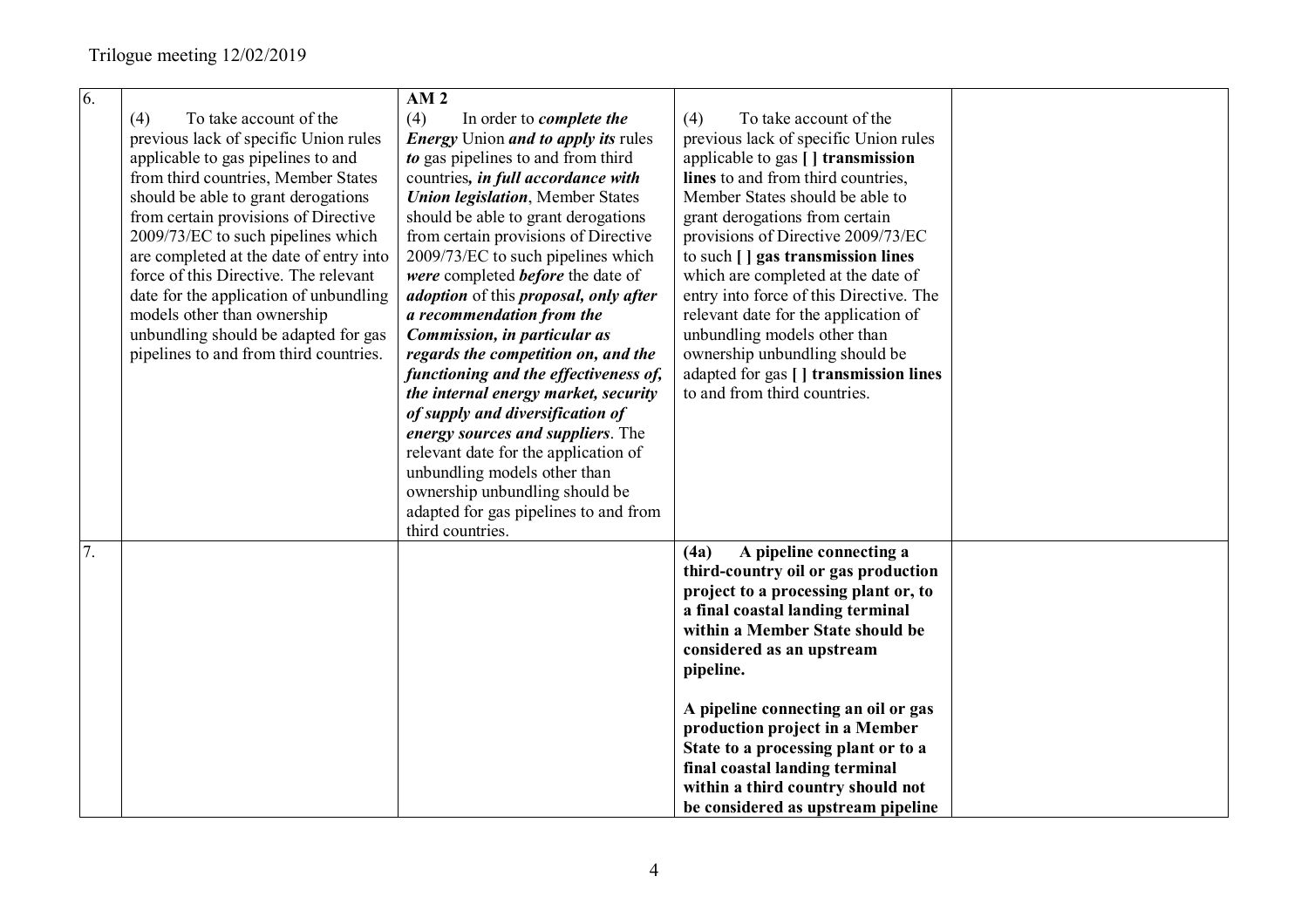| | | | | |
|---|---|---|---|---|
| 6. | (4) To take account of the previous lack of specific Union rules applicable to gas pipelines to and from third countries, Member States should be able to grant derogations from certain provisions of Directive 2009/73/EC to such pipelines which are completed at the date of entry into force of this Directive. The relevant date for the application of unbundling models other than ownership unbundling should be adapted for gas pipelines to and from third countries. | **AM 2**<br>(4) In order to ***complete the Energy*** Union ***and to apply its*** rules ***to*** gas pipelines to and from third countries***, in full accordance with Union legislation***, Member States should be able to grant derogations from certain provisions of Directive 2009/73/EC to such pipelines which ***were*** completed ***before*** the date of ***adoption*** of this ***proposal, only after a recommendation from the Commission, in particular as regards the competition on, and the functioning and the effectiveness of, the internal energy market, security of supply and diversification of energy sources and suppliers***. The relevant date for the application of unbundling models other than ownership unbundling should be adapted for gas pipelines to and from third countries. | (4) To take account of the previous lack of specific Union rules applicable to gas **[ ] transmission lines** to and from third countries, Member States should be able to grant derogations from certain provisions of Directive 2009/73/EC to such **[ ] gas transmission lines** which are completed at the date of entry into force of this Directive. The relevant date for the application of unbundling models other than ownership unbundling should be adapted for gas **[ ] transmission lines** to and from third countries. | |
| 7. | | | **(4a) A pipeline connecting a third-country oil or gas production project to a processing plant or, to a final coastal landing terminal within a Member State should be considered as an upstream pipeline.**<br><br>**A pipeline connecting an oil or gas production project in a Member State to a processing plant or to a final coastal landing terminal within a third country should not be considered as upstream pipeline** | |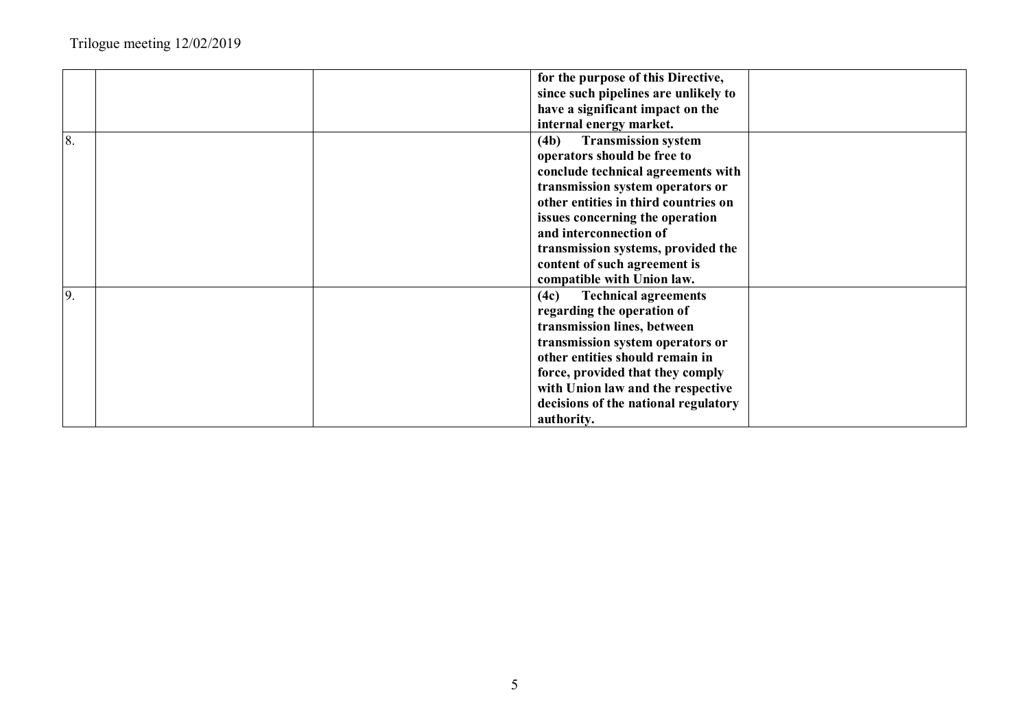| | | | | |
|---|---|---|---|---|
| | | | **for the purpose of this Directive, since such pipelines are unlikely to have a significant impact on the internal energy market.** | |
| 8. | | | **(4b) Transmission system operators should be free to conclude technical agreements with transmission system operators or other entities in third countries on issues concerning the operation and interconnection of transmission systems, provided the content of such agreement is compatible with Union law.** | |
| 9. | | | **(4c) Technical agreements regarding the operation of transmission lines, between transmission system operators or other entities should remain in force, provided that they comply with Union law and the respective decisions of the national regulatory authority.** | |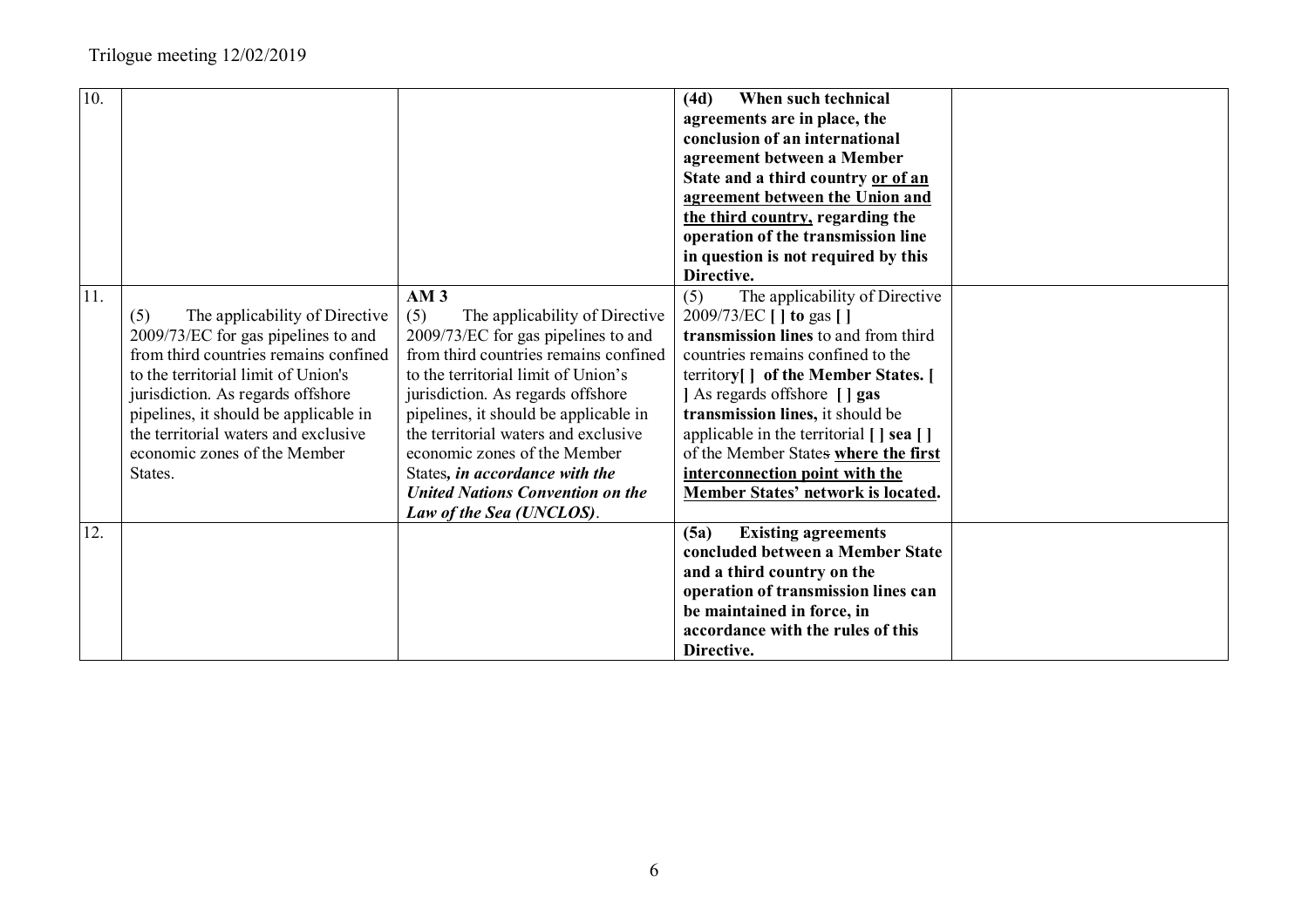| 10. | | | **(4d) When such technical agreements are in place, the conclusion of an international agreement between a Member State and a third country <u>or of an agreement between the Union and the third country,</u> regarding the operation of the transmission line in question is not required by this Directive.** | |
|---|---|---|---|---|
| 11. | (5) The applicability of Directive 2009/73/EC for gas pipelines to and from third countries remains confined to the territorial limit of Union's jurisdiction. As regards offshore pipelines, it should be applicable in the territorial waters and exclusive economic zones of the Member States. | **AM 3**<br>(5) The applicability of Directive 2009/73/EC for gas pipelines to and from third countries remains confined to the territorial limit of Union's jurisdiction. As regards offshore pipelines, it should be applicable in the territorial waters and exclusive economic zones of the Member States*, in accordance with the United Nations Convention on the Law of the Sea (UNCLOS)*. | (5) The applicability of Directive 2009/73/EC **[ ] to** gas **[ ] transmission lines** to and from third countries remains confined to the territor**y[ ] of the Member States. [ ]** As regards offshore **[ ] gas transmission lines,** it should be applicable in the territorial **[ ] sea [ ]** of the Member States~~.~~ **<u>where the first interconnection point with the Member States' network is located</u>.** | |
| 12. | | | **(5a) Existing agreements concluded between a Member State and a third country on the operation of transmission lines can be maintained in force, in accordance with the rules of this Directive.** | |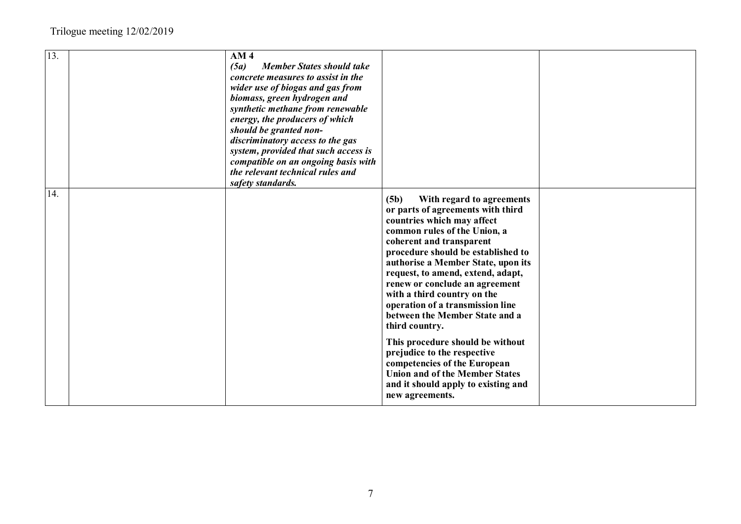| 13. | | **AM 4**<br>***(5a) Member States should take concrete measures to assist in the wider use of biogas and gas from biomass, green hydrogen and synthetic methane from renewable energy, the producers of which should be granted non-discriminatory access to the gas system, provided that such access is compatible on an ongoing basis with the relevant technical rules and safety standards.*** | | |
|---|---|---|---|---|
| 14. | | | **(5b) With regard to agreements or parts of agreements with third countries which may affect common rules of the Union, a coherent and transparent procedure should be established to authorise a Member State, upon its request, to amend, extend, adapt, renew or conclude an agreement with a third country on the operation of a transmission line between the Member State and a third country.**<br><br>**This procedure should be without prejudice to the respective competencies of the European Union and of the Member States and it should apply to existing and new agreements.** | |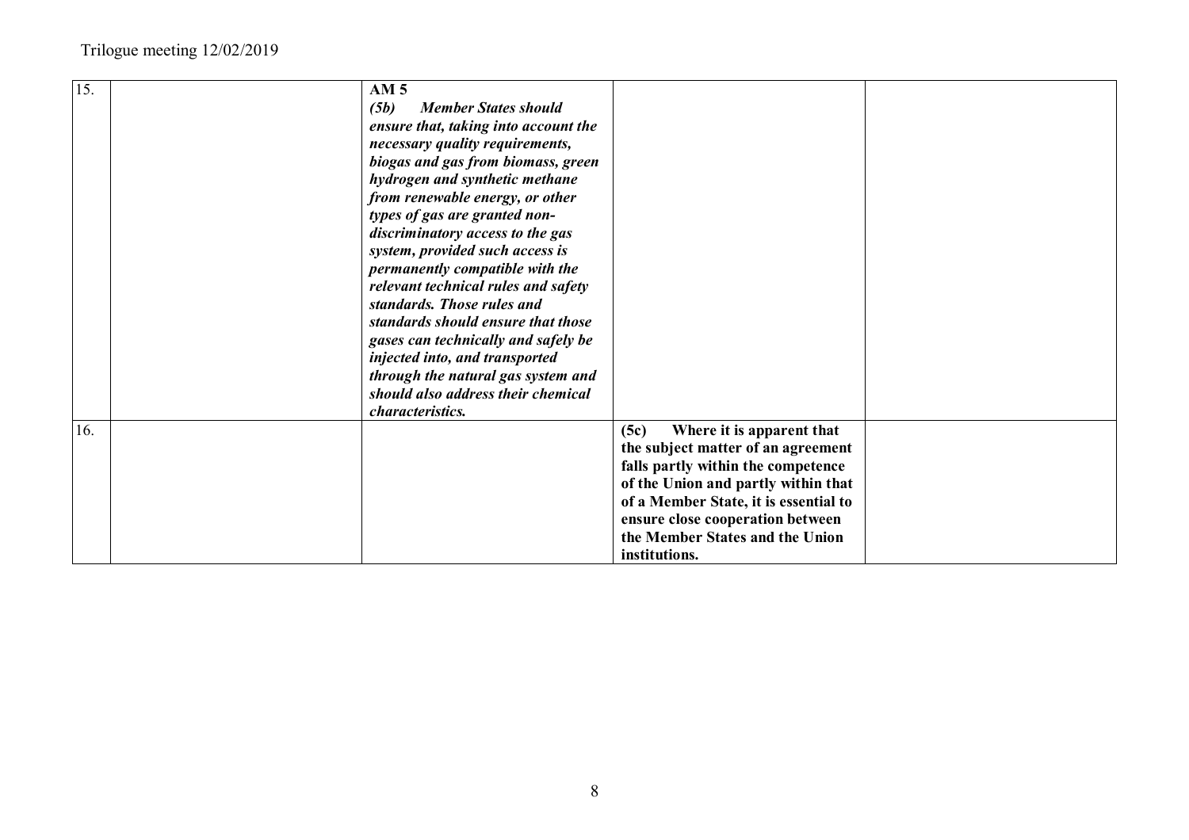| | | | | |
|---|---|---|---|---|
| 15. | | **AM 5**<br>***(5b) Member States should ensure that, taking into account the necessary quality requirements, biogas and gas from biomass, green hydrogen and synthetic methane from renewable energy, or other types of gas are granted non-discriminatory access to the gas system, provided such access is permanently compatible with the relevant technical rules and safety standards. Those rules and standards should ensure that those gases can technically and safely be injected into, and transported through the natural gas system and should also address their chemical characteristics.*** | | |
| 16. | | | **(5c) Where it is apparent that the subject matter of an agreement falls partly within the competence of the Union and partly within that of a Member State, it is essential to ensure close cooperation between the Member States and the Union institutions.** | |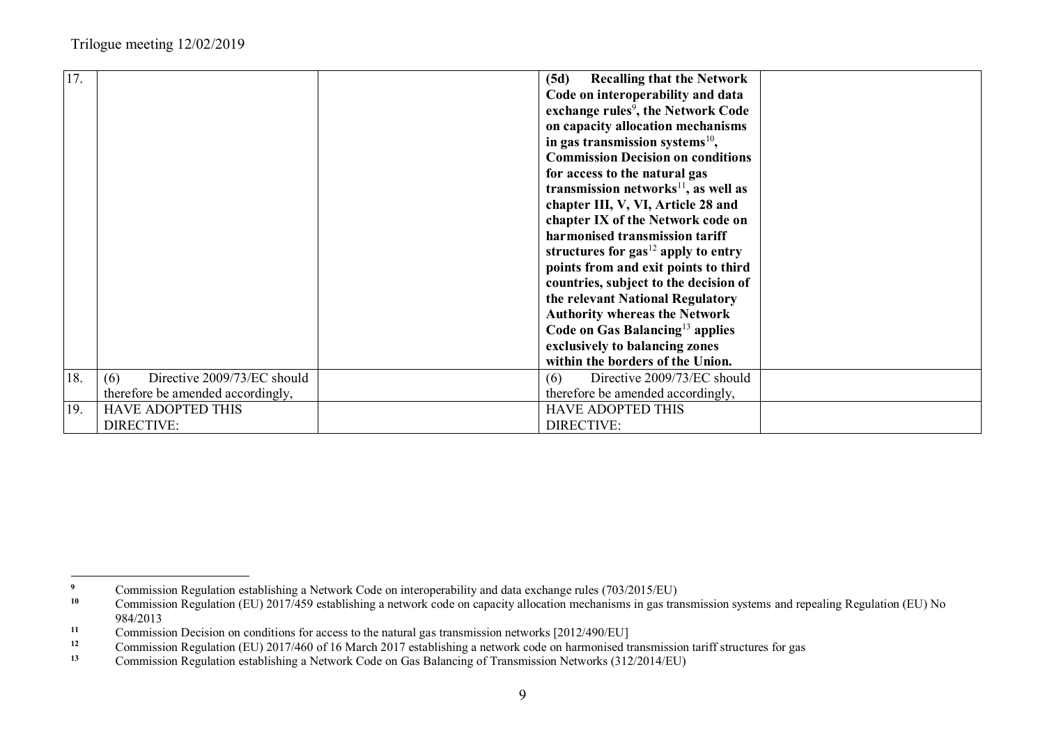| | | | | |
|---|---|---|---|---|
| 17. | | | **(5d) Recalling that the Network Code on interoperability and data exchange rules[9], the Network Code on capacity allocation mechanisms in gas transmission systems[10], Commission Decision on conditions for access to the natural gas transmission networks[11], as well as chapter III, V, VI, Article 28 and chapter IX of the Network code on harmonised transmission tariff structures for gas[12] apply to entry points from and exit points to third countries, subject to the decision of the relevant National Regulatory Authority whereas the Network Code on Gas Balancing[13] applies exclusively to balancing zones within the borders of the Union.** | |
| 18. | (6) Directive 2009/73/EC should therefore be amended accordingly, | | (6) Directive 2009/73/EC should therefore be amended accordingly, | |
| 19. | HAVE ADOPTED THIS DIRECTIVE: | | HAVE ADOPTED THIS DIRECTIVE: | |

[9] Commission Regulation establishing a Network Code on interoperability and data exchange rules (703/2015/EU)

[10] Commission Regulation (EU) 2017/459 establishing a network code on capacity allocation mechanisms in gas transmission systems and repealing Regulation (EU) No 984/2013

[11] Commission Decision on conditions for access to the natural gas transmission networks [2012/490/EU]

[12] Commission Regulation (EU) 2017/460 of 16 March 2017 establishing a network code on harmonised transmission tariff structures for gas

[13] Commission Regulation establishing a Network Code on Gas Balancing of Transmission Networks (312/2014/EU)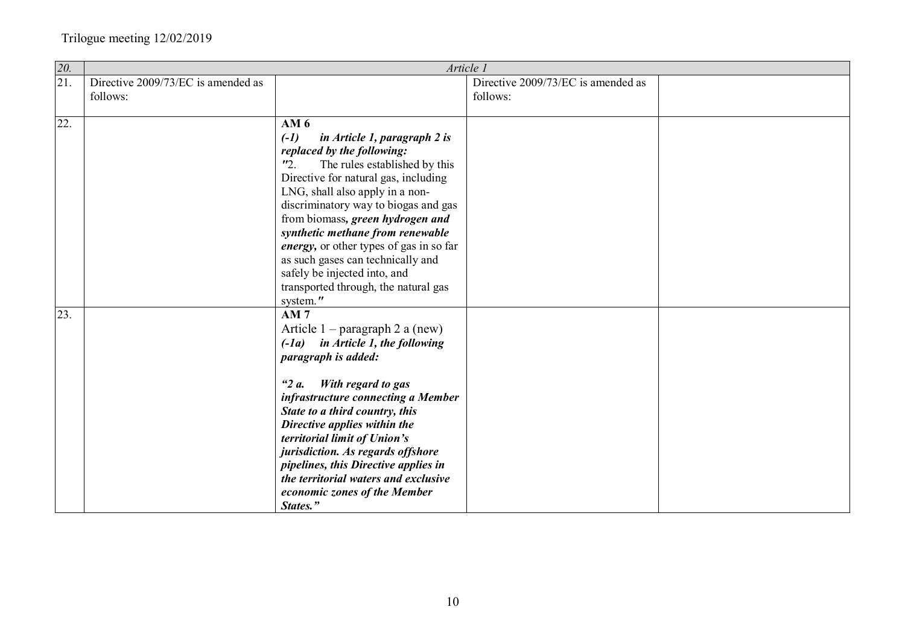Trilogue meeting 12/02/2019

| 20. | | *Article 1* | | |
|---|---|---|---|---|
| 21. | Directive 2009/73/EC is amended as follows: | | Directive 2009/73/EC is amended as follows: | |
| 22. | | **AM 6**<br>***(-1) in Article 1, paragraph 2 is replaced by the following:***<br>*"*2. The rules established by this Directive for natural gas, including LNG, shall also apply in a non-discriminatory way to biogas and gas from biomass***, green hydrogen and synthetic methane from renewable energy,*** or other types of gas in so far as such gases can technically and safely be injected into, and transported through, the natural gas system.*"* | | |
| 23. | | **AM 7**<br>Article 1 – paragraph 2 a (new)<br>***(-1a) in Article 1, the following paragraph is added:***<br><br>***"2 a. With regard to gas infrastructure connecting a Member State to a third country, this Directive applies within the territorial limit of Union's jurisdiction. As regards offshore pipelines, this Directive applies in the territorial waters and exclusive economic zones of the Member States."*** | | |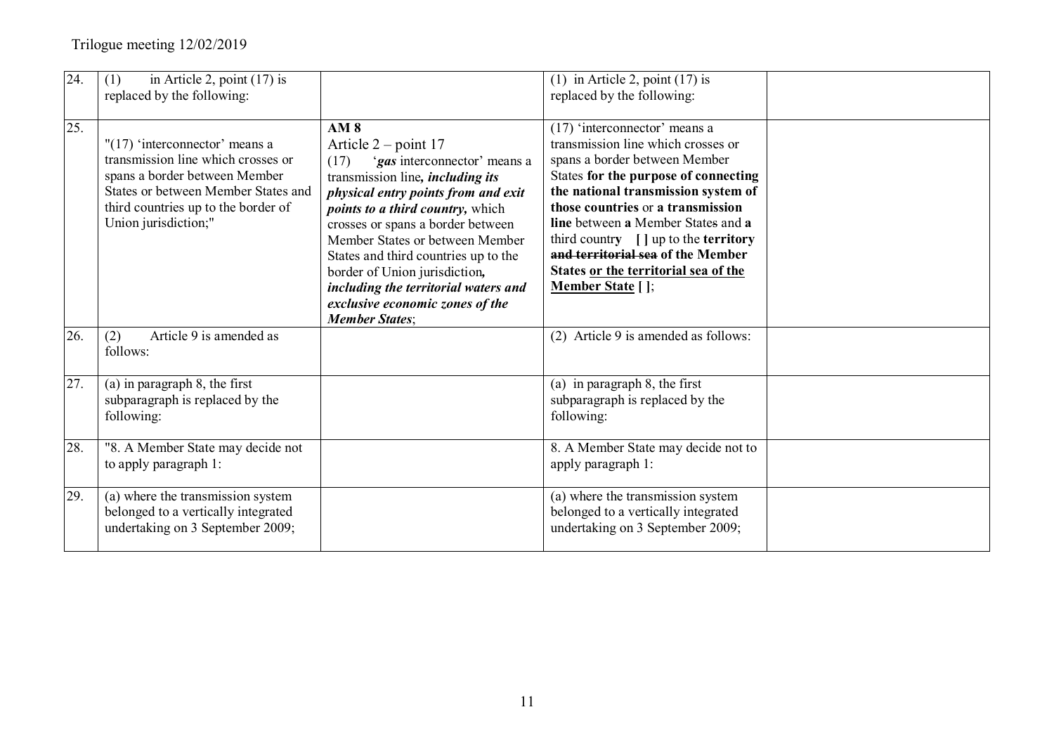| | | | | |
|---|---|---|---|---|
| 24. | (1) in Article 2, point (17) is replaced by the following: | | (1) in Article 2, point (17) is replaced by the following: | |
| 25. | "(17) 'interconnector' means a transmission line which crosses or spans a border between Member States or between Member States and third countries up to the border of Union jurisdiction;" | **AM 8**<br>Article 2 – point 17<br>(17) '***gas*** interconnector' means a transmission line***, including its physical entry points from and exit points to a third country,*** which crosses or spans a border between Member States or between Member States and third countries up to the border of Union jurisdiction***, including the territorial waters and exclusive economic zones of the Member States***; | (17) 'interconnector' means a transmission line which crosses or spans a border between Member States **for the purpose of connecting the national transmission system of those countries** or **a transmission line** between **a** Member State~~s~~ and **a** third countr**y** **[ ]** up to the **territory** ~~**and territorial sea**~~ **of the Member States** <u>**or the territorial sea of the Member State**</u> **[ ]**; | |
| 26. | (2) Article 9 is amended as follows: | | (2) Article 9 is amended as follows: | |
| 27. | (a) in paragraph 8, the first subparagraph is replaced by the following: | | (a) in paragraph 8, the first subparagraph is replaced by the following: | |
| 28. | "8. A Member State may decide not to apply paragraph 1: | | 8. A Member State may decide not to apply paragraph 1: | |
| 29. | (a) where the transmission system belonged to a vertically integrated undertaking on 3 September 2009; | | (a) where the transmission system belonged to a vertically integrated undertaking on 3 September 2009; | |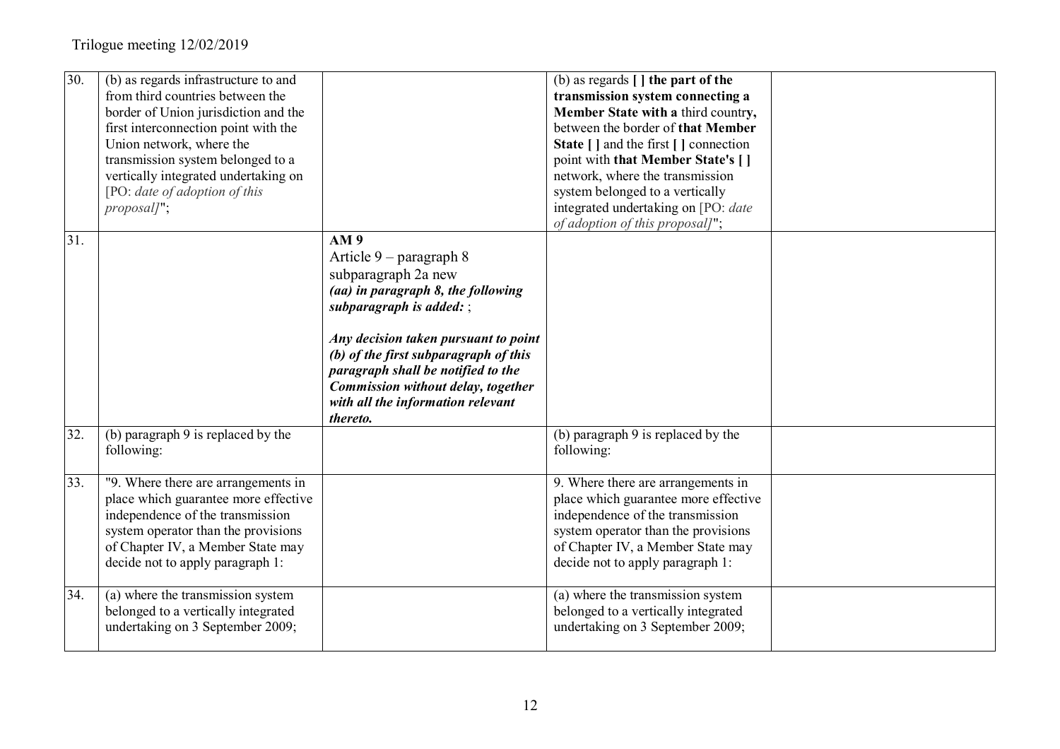| | | | | |
|---|---|---|---|---|
| 30. | (b) as regards infrastructure to and from third countries between the border of Union jurisdiction and the first interconnection point with the Union network, where the transmission system belonged to a vertically integrated undertaking on [PO: *date of adoption of this proposal]*"; | | (b) as regards **[ ] the part of the transmission system connecting a Member State with a** third countr**y,** between the border of **that Member State [ ]** and the first **[ ]** connection point with **that Member State's [ ]** network, where the transmission system belonged to a vertically integrated undertaking on [PO: *date of adoption of this proposal]*"; | |
| 31. | | **AM 9**<br>Article 9 – paragraph 8 subparagraph 2a new<br>***(aa) in paragraph 8, the following subparagraph is added:*** ;<br><br>***Any decision taken pursuant to point (b) of the first subparagraph of this paragraph shall be notified to the Commission without delay, together with all the information relevant thereto.*** | | |
| 32. | (b) paragraph 9 is replaced by the following: | | (b) paragraph 9 is replaced by the following: | |
| 33. | "9. Where there are arrangements in place which guarantee more effective independence of the transmission system operator than the provisions of Chapter IV, a Member State may decide not to apply paragraph 1: | | 9. Where there are arrangements in place which guarantee more effective independence of the transmission system operator than the provisions of Chapter IV, a Member State may decide not to apply paragraph 1: | |
| 34. | (a) where the transmission system belonged to a vertically integrated undertaking on 3 September 2009; | | (a) where the transmission system belonged to a vertically integrated undertaking on 3 September 2009; | |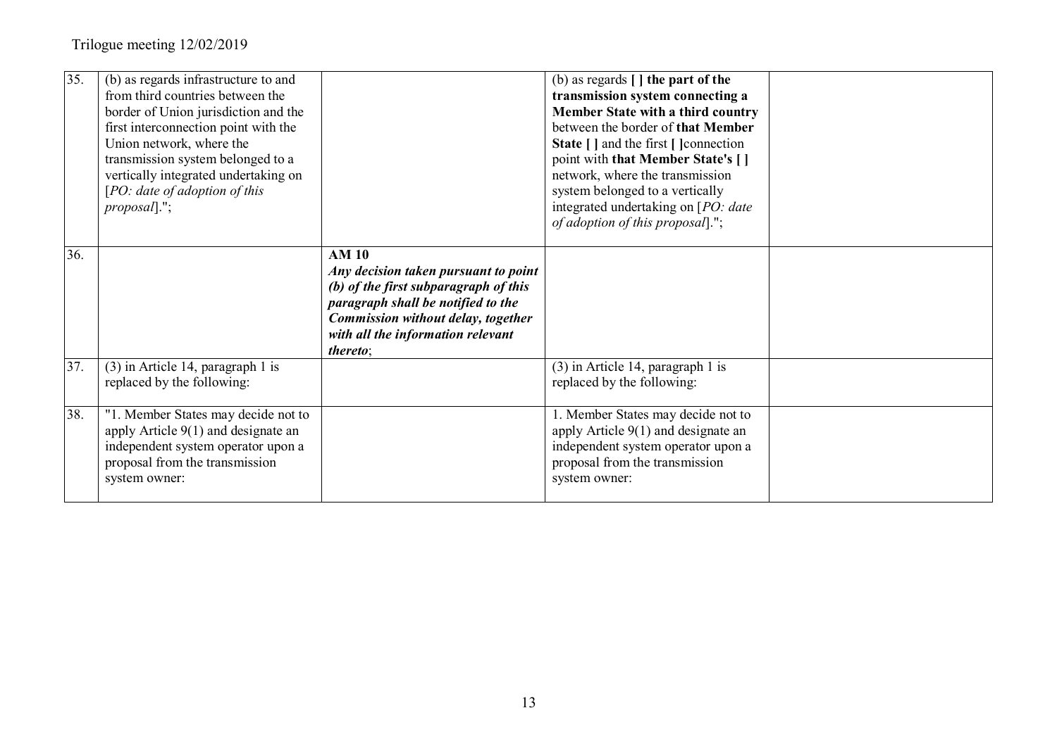| | | | | |
|---|---|---|---|---|
| 35. | (b) as regards infrastructure to and from third countries between the border of Union jurisdiction and the first interconnection point with the Union network, where the transmission system belonged to a vertically integrated undertaking on [*PO: date of adoption of this proposal*]."; | | (b) as regards **[ ] the part of the transmission system connecting a Member State with a third country** between the border of **that Member State [ ]** and the first **[ ]**connection point with **that Member State's [ ]** network, where the transmission system belonged to a vertically integrated undertaking on [*PO: date of adoption of this proposal*]."; | |
| 36. | | **AM 10** ***Any decision taken pursuant to point (b) of the first subparagraph of this paragraph shall be notified to the Commission without delay, together with all the information relevant thereto*;** | | |
| 37. | (3) in Article 14, paragraph 1 is replaced by the following: | | (3) in Article 14, paragraph 1 is replaced by the following: | |
| 38. | "1. Member States may decide not to apply Article 9(1) and designate an independent system operator upon a proposal from the transmission system owner: | | 1. Member States may decide not to apply Article 9(1) and designate an independent system operator upon a proposal from the transmission system owner: | |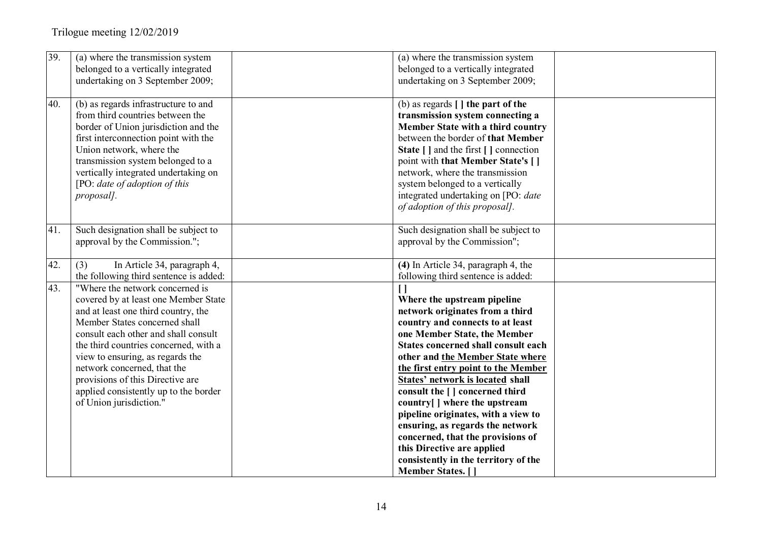| | | | | |
|---|---|---|---|---|
| 39. | (a) where the transmission system belonged to a vertically integrated undertaking on 3 September 2009; | | (a) where the transmission system belonged to a vertically integrated undertaking on 3 September 2009; | |
| 40. | (b) as regards infrastructure to and from third countries between the border of Union jurisdiction and the first interconnection point with the Union network, where the transmission system belonged to a vertically integrated undertaking on [PO: *date of adoption of this proposal]*. | | (b) as regards **[ ] the part of the transmission system connecting a Member State with a third country** between the border of **that Member State [ ]** and the first **[ ]** connection point with **that Member State's [ ]** network, where the transmission system belonged to a vertically integrated undertaking on [PO: *date of adoption of this proposal]*. | |
| 41. | Such designation shall be subject to approval by the Commission."; | | Such designation shall be subject to approval by the Commission"; | |
| 42. | (3) In Article 34, paragraph 4, the following third sentence is added: | | **(4)** In Article 34, paragraph 4, the following third sentence is added: | |
| 43. | "Where the network concerned is covered by at least one Member State and at least one third country, the Member States concerned shall consult each other and shall consult the third countries concerned, with a view to ensuring, as regards the network concerned, that the provisions of this Directive are applied consistently up to the border of Union jurisdiction." | | **[ ]**<br>**Where the upstream pipeline network originates from a third country and connects to at least one Member State, the Member States concerned shall consult each other and <u>the Member State where the first entry point to the Member States' network is located</u> shall consult the [ ] concerned third country[ ] where the upstream pipeline originates, with a view to ensuring, as regards the network concerned, that the provisions of this Directive are applied consistently in the territory of the Member States. [ ]** | |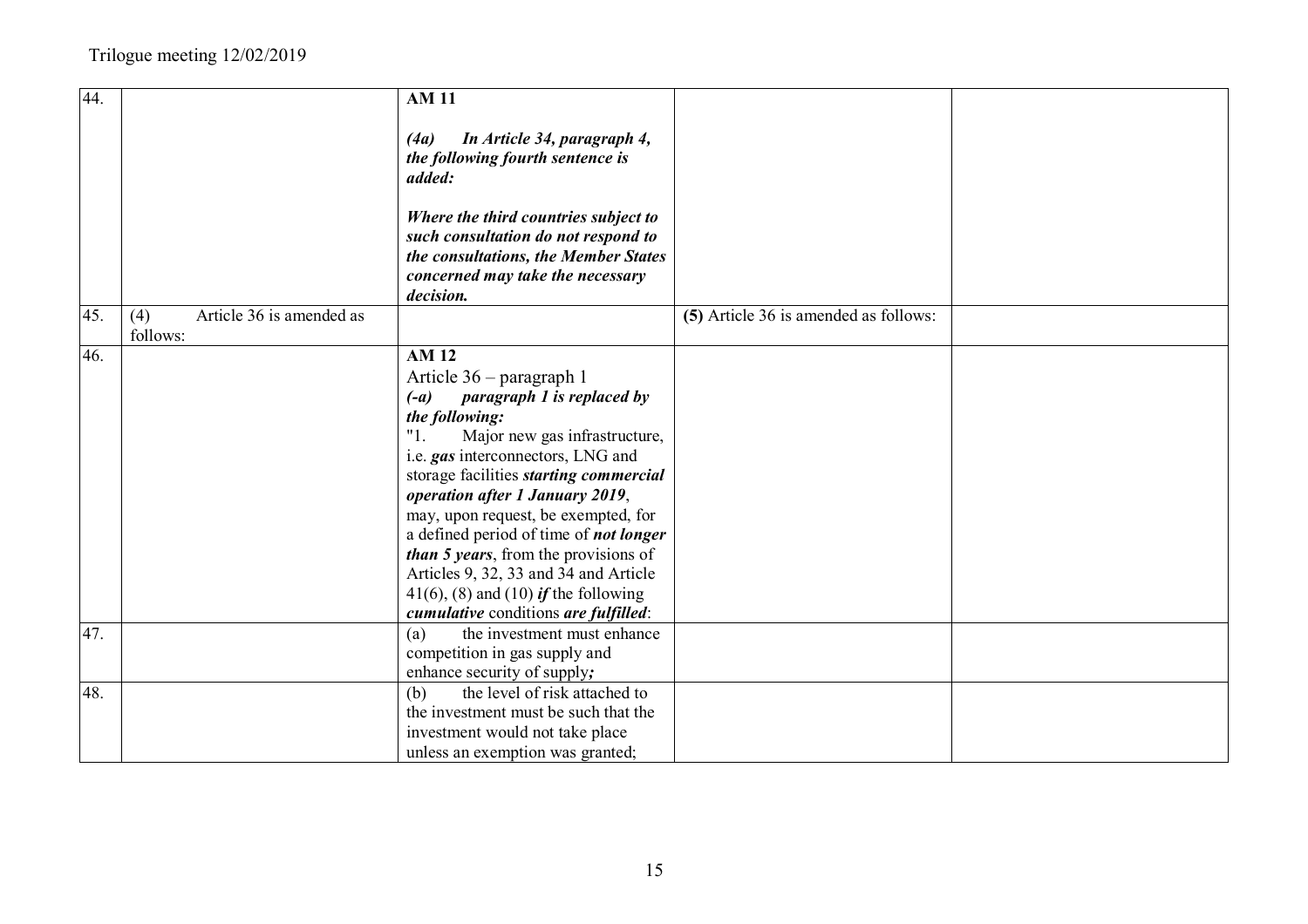| | | | | |
|---|---|---|---|---|
| 44. | | **AM 11**<br><br>***(4a) In Article 34, paragraph 4, the following fourth sentence is added:***<br><br>***Where the third countries subject to such consultation do not respond to the consultations, the Member States concerned may take the necessary decision.*** | | |
| 45. | (4) Article 36 is amended as follows: | | **(5)** Article 36 is amended as follows: | |
| 46. | | **AM 12**<br>Article 36 – paragraph 1<br>***(-a) paragraph 1 is replaced by the following:***<br>"1. Major new gas infrastructure, i.e. ***gas*** interconnectors, LNG and storage facilities ***starting commercial operation after 1 January 2019***, may, upon request, be exempted, for a defined period of time of ***not longer than 5 years***, from the provisions of Articles 9, 32, 33 and 34 and Article 41(6), (8) and (10) ***if*** the following ***cumulative*** conditions ***are fulfilled***: | | |
| 47. | | (a) the investment must enhance competition in gas supply and enhance security of supply***;*** | | |
| 48. | | (b) the level of risk attached to the investment must be such that the investment would not take place unless an exemption was granted; | | |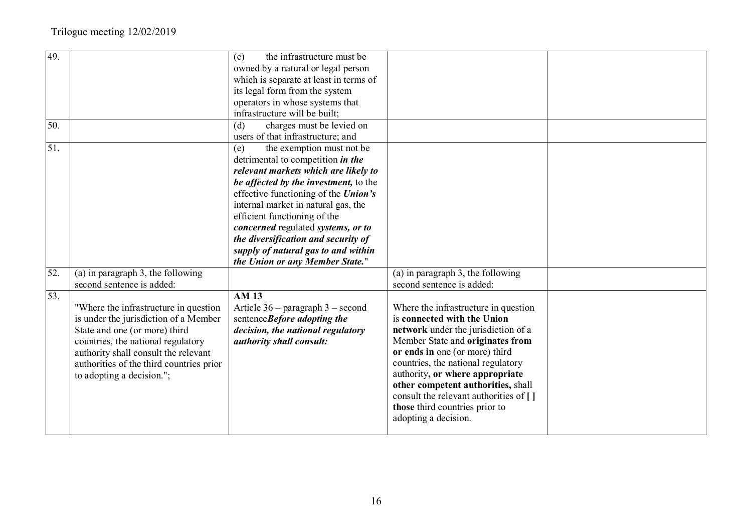| | | | | |
|---|---|---|---|---|
| 49. | | (c) the infrastructure must be owned by a natural or legal person which is separate at least in terms of its legal form from the system operators in whose systems that infrastructure will be built; | | |
| 50. | | (d) charges must be levied on users of that infrastructure; and | | |
| 51. | | (e) the exemption must not be detrimental to competition ***in the relevant markets which are likely to be affected by the investment,*** to the effective functioning of the ***Union's*** internal market in natural gas, the efficient functioning of the ***concerned*** regulated ***systems, or to the diversification and security of supply of natural gas to and within the Union or any Member State.***" | | |
| 52. | (a) in paragraph 3, the following second sentence is added: | | (a) in paragraph 3, the following second sentence is added: | |
| 53. | "Where the infrastructure in question is under the jurisdiction of a Member State and one (or more) third countries, the national regulatory authority shall consult the relevant authorities of the third countries prior to adopting a decision."; | **AM 13**<br>Article 36 – paragraph 3 – second sentence***Before adopting the decision, the national regulatory authority shall consult:*** | Where the infrastructure in question is **connected with the Union network** under the jurisdiction of a Member State and **originates from or ends in** one (or more) third countries, the national regulatory authority**, or where appropriate other competent authorities,** shall consult the relevant authorities of **[ ] those** third countries prior to adopting a decision. | |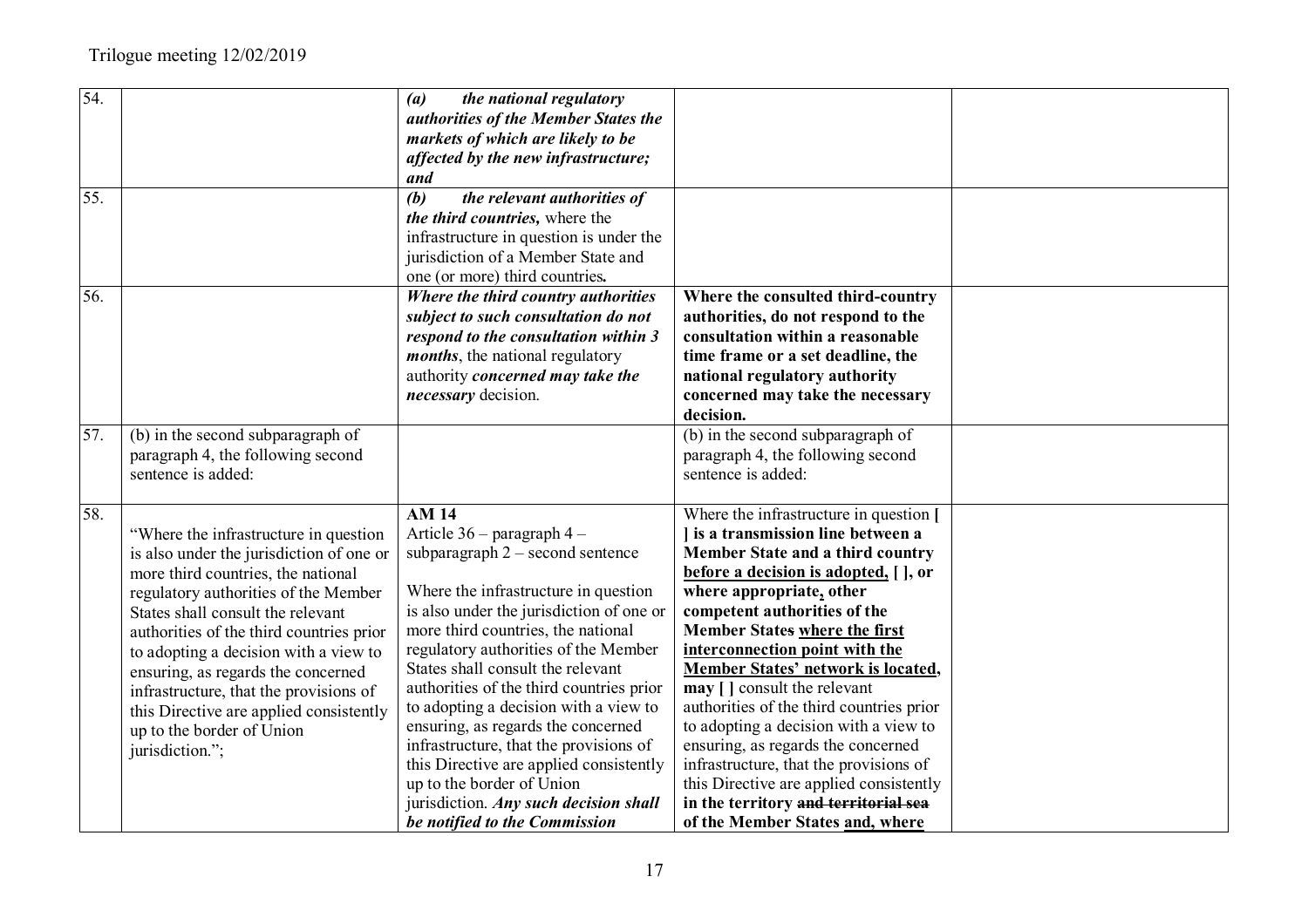| | | | | |
|---|---|---|---|---|
| 54. | | ***(a) the national regulatory authorities of the Member States the markets of which are likely to be affected by the new infrastructure; and*** | | |
| 55. | | ***(b) the relevant authorities of the third countries,*** where the infrastructure in question is under the jurisdiction of a Member State and one (or more) third countries***.*** | | |
| 56. | | ***Where the third country authorities subject to such consultation do not respond to the consultation within 3 months***, the national regulatory authority ***concerned may take the necessary*** decision. | **Where the consulted third-country authorities, do not respond to the consultation within a reasonable time frame or a set deadline, the national regulatory authority concerned may take the necessary decision.** | |
| 57. | (b) in the second subparagraph of paragraph 4, the following second sentence is added: | | (b) in the second subparagraph of paragraph 4, the following second sentence is added: | |
| 58. | "Where the infrastructure in question is also under the jurisdiction of one or more third countries, the national regulatory authorities of the Member States shall consult the relevant authorities of the third countries prior to adopting a decision with a view to ensuring, as regards the concerned infrastructure, that the provisions of this Directive are applied consistently up to the border of Union jurisdiction."; | **AM 14**<br>Article 36 – paragraph 4 – subparagraph 2 – second sentence<br><br>Where the infrastructure in question is also under the jurisdiction of one or more third countries, the national regulatory authorities of the Member States shall consult the relevant authorities of the third countries prior to adopting a decision with a view to ensuring, as regards the concerned infrastructure, that the provisions of this Directive are applied consistently up to the border of Union jurisdiction. ***Any such decision shall be notified to the Commission*** | Where the infrastructure in question **[ ] is a transmission line between a Member State and a third country <u>before a decision is adopted,</u> [ ], or where appropriate<u>,</u> other competent authorities of the Member States <u>where the first interconnection point with the Member States' network is located,</u> may [ ]** consult the relevant authorities of the third countries prior to adopting a decision with a view to ensuring, as regards the concerned infrastructure, that the provisions of this Directive are applied consistently **in the territory ~~and territorial sea~~ of the Member States <u>and, where</u>** | |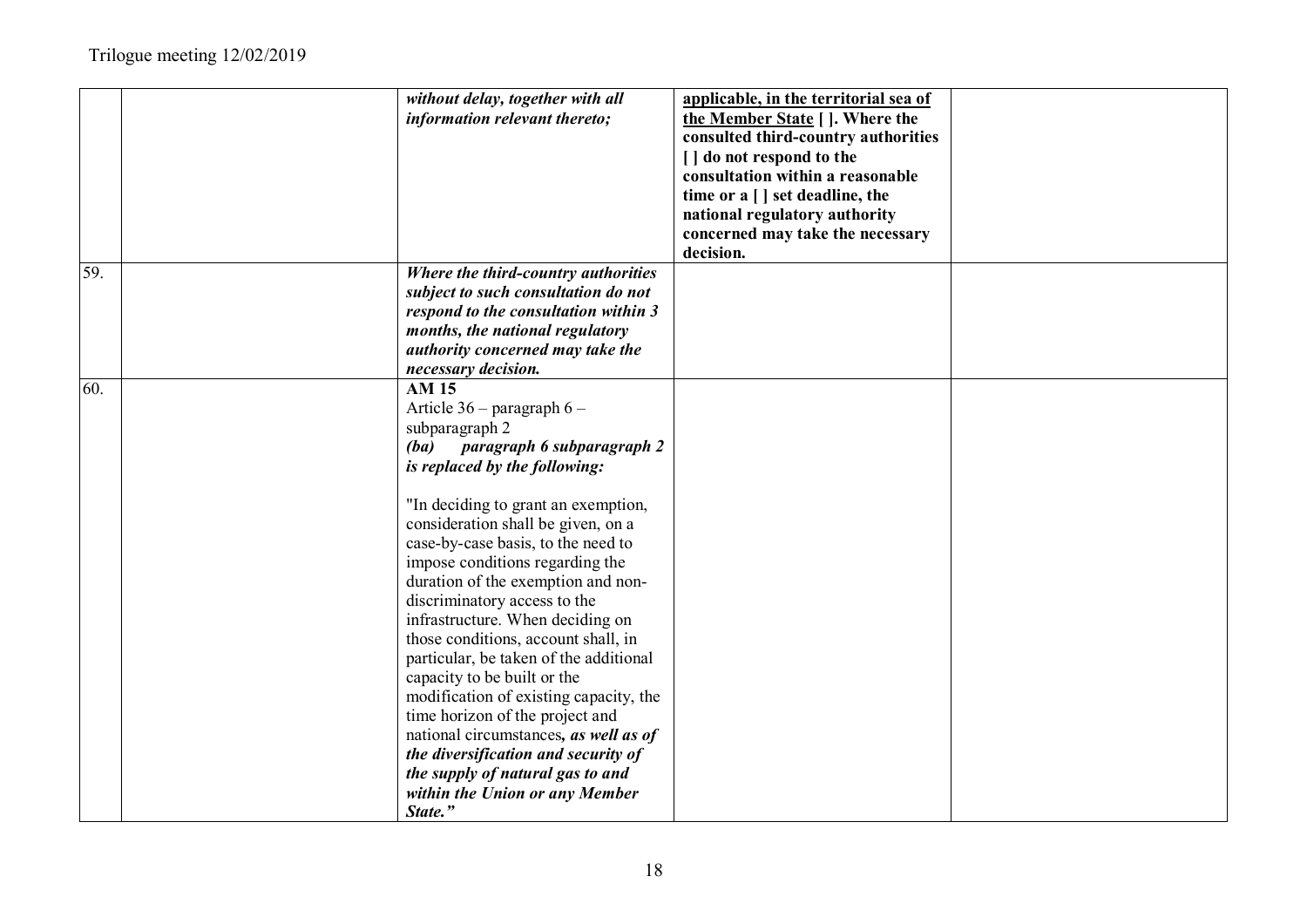| | | | | |
|---|---|---|---|---|
| | | ***without delay, together with all information relevant thereto;*** | **<u>applicable, in the territorial sea of the Member State</u> [ ]. Where the consulted third-country authorities [ ] do not respond to the consultation within a reasonable time or a [ ] set deadline, the national regulatory authority concerned may take the necessary decision.** | |
| 59. | | ***Where the third-country authorities subject to such consultation do not respond to the consultation within 3 months, the national regulatory authority concerned may take the necessary decision.*** | | |
| 60. | | **AM 15**<br>Article 36 – paragraph 6 – subparagraph 2<br>***(ba) paragraph 6 subparagraph 2 is replaced by the following:***<br><br>"In deciding to grant an exemption, consideration shall be given, on a case-by-case basis, to the need to impose conditions regarding the duration of the exemption and non-discriminatory access to the infrastructure. When deciding on those conditions, account shall, in particular, be taken of the additional capacity to be built or the modification of existing capacity, the time horizon of the project and national circumstances***, as well as of the diversification and security of the supply of natural gas to and within the Union or any Member State."*** | | |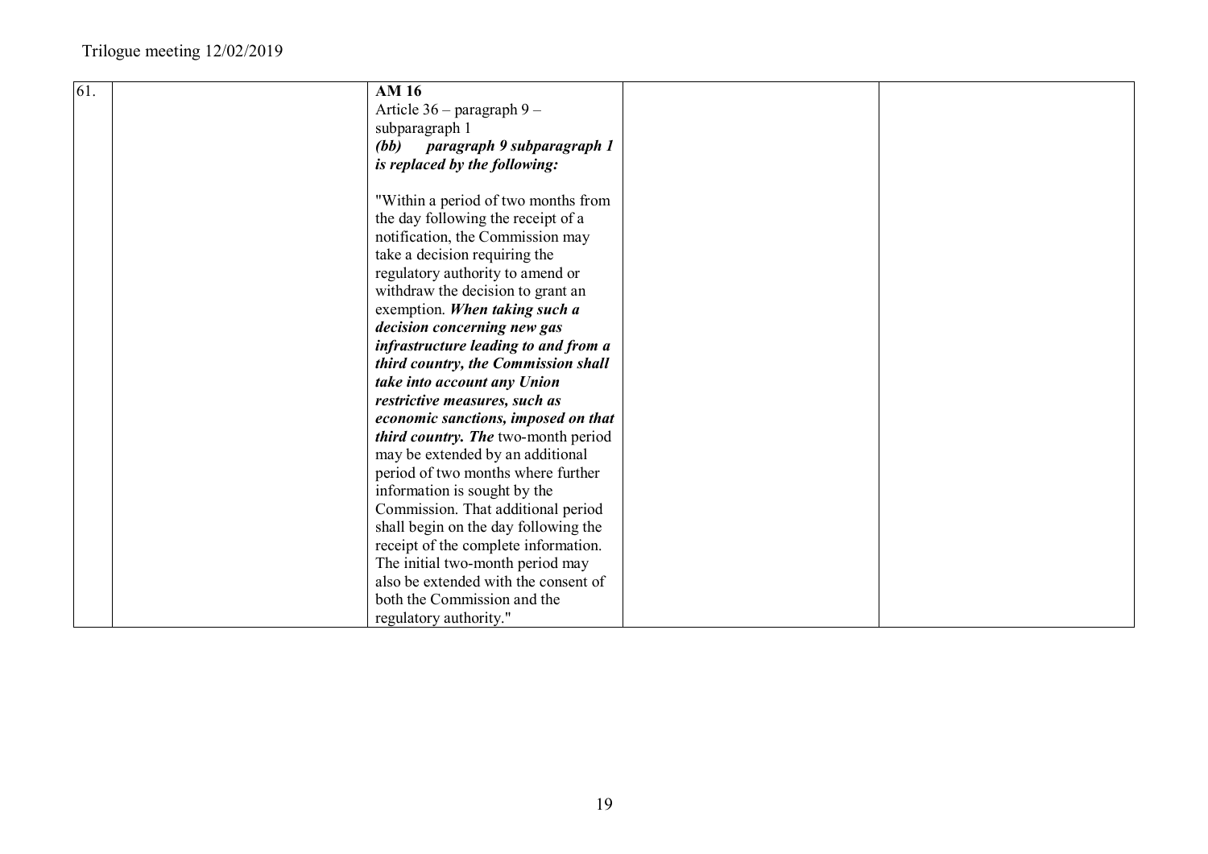| 61. | | **AM 16**<br>Article 36 – paragraph 9 – subparagraph 1<br>***(bb) paragraph 9 subparagraph 1 is replaced by the following:***<br><br>"Within a period of two months from the day following the receipt of a notification, the Commission may take a decision requiring the regulatory authority to amend or withdraw the decision to grant an exemption. ***When taking such a decision concerning new gas infrastructure leading to and from a third country, the Commission shall take into account any Union restrictive measures, such as economic sanctions, imposed on that third country. The*** two-month period may be extended by an additional period of two months where further information is sought by the Commission. That additional period shall begin on the day following the receipt of the complete information. The initial two-month period may also be extended with the consent of both the Commission and the regulatory authority." | | |
|---|---|---|---|---|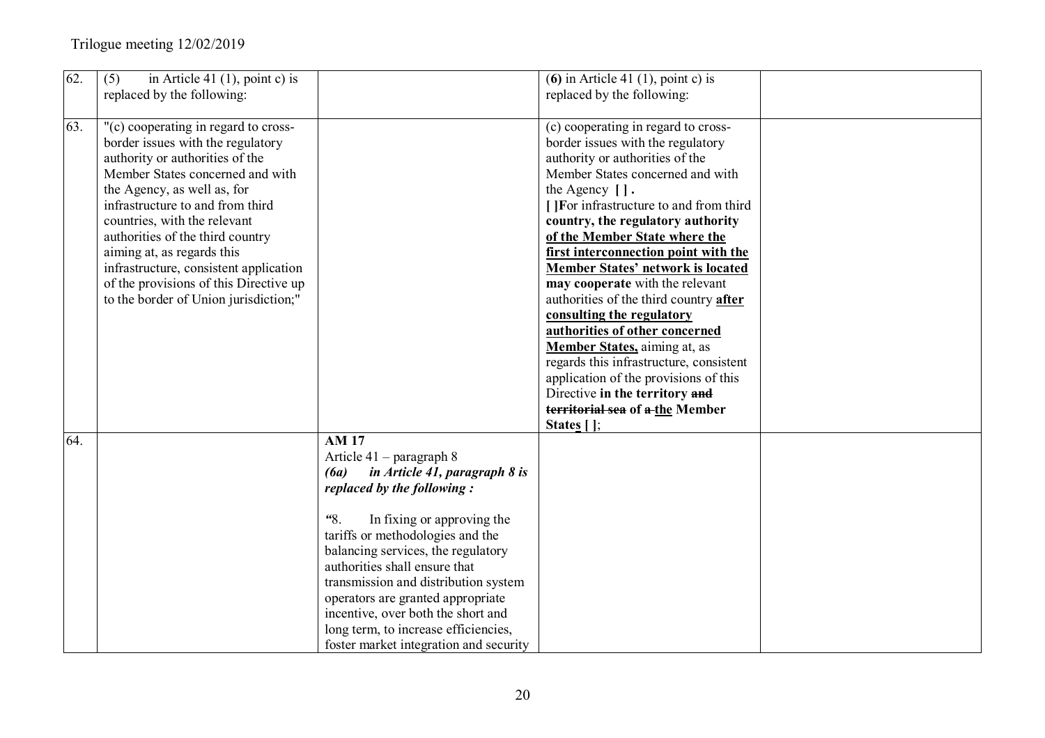Trilogue meeting 12/02/2019

| | | | | |
|---|---|---|---|---|
| 62. | (5) in Article 41 (1), point c) is replaced by the following: | | (**6**) in Article 41 (1), point c) is replaced by the following: | |
| 63. | "(c) cooperating in regard to cross-border issues with the regulatory authority or authorities of the Member States concerned and with the Agency, as well as, for infrastructure to and from third countries, with the relevant authorities of the third country aiming at, as regards this infrastructure, consistent application of the provisions of this Directive up to the border of Union jurisdiction;" | | (c) cooperating in regard to cross-border issues with the regulatory authority or authorities of the Member States concerned and with the Agency **[ ] .** **[ ]**For infrastructure to and from third **country, the regulatory authority <u>of the Member State where the first interconnection point with the Member States' network is located</u> may cooperate** with the relevant authorities of the third country **<u>after consulting the regulatory authorities of other concerned Member States,</u>** aiming at, as regards this infrastructure, consistent application of the provisions of this Directive **in the territory ~~and territorial sea~~ of ~~a~~ <u>the</u> Member State<u>s</u> [ ]**; | |
| 64. | | **AM 17**<br>Article 41 – paragraph 8<br>***(6a) in Article 41, paragraph 8 is replaced by the following :***<br><br>*"*8. In fixing or approving the tariffs or methodologies and the balancing services, the regulatory authorities shall ensure that transmission and distribution system operators are granted appropriate incentive, over both the short and long term, to increase efficiencies, foster market integration and security | | |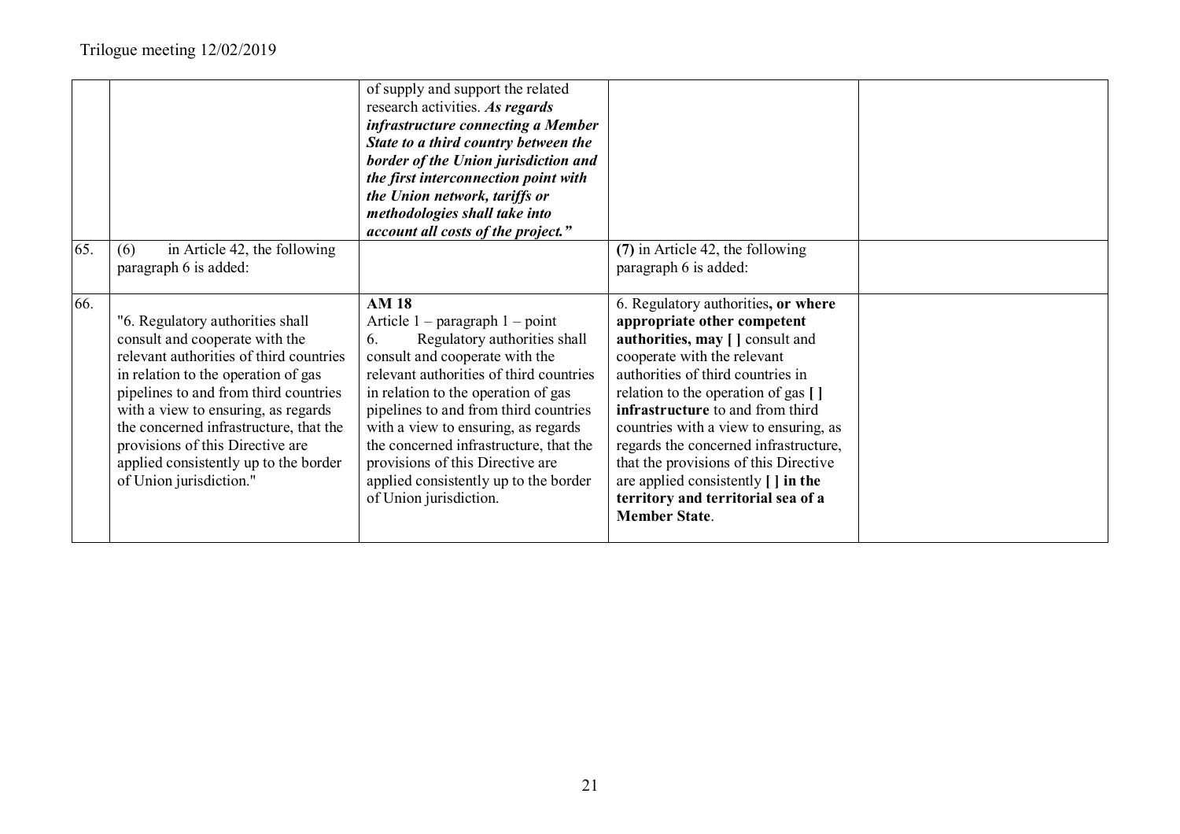| | | | | |
|---|---|---|---|---|
| | | of supply and support the related research activities. ***As regards infrastructure connecting a Member State to a third country between the border of the Union jurisdiction and the first interconnection point with the Union network, tariffs or methodologies shall take into account all costs of the project."*** | | |
| 65. | (6) in Article 42, the following paragraph 6 is added: | | **(7)** in Article 42, the following paragraph 6 is added: | |
| 66. | "6. Regulatory authorities shall consult and cooperate with the relevant authorities of third countries in relation to the operation of gas pipelines to and from third countries with a view to ensuring, as regards the concerned infrastructure, that the provisions of this Directive are applied consistently up to the border of Union jurisdiction." | **AM 18**<br>Article 1 – paragraph 1 – point<br>6. Regulatory authorities shall consult and cooperate with the relevant authorities of third countries in relation to the operation of gas pipelines to and from third countries with a view to ensuring, as regards the concerned infrastructure, that the provisions of this Directive are applied consistently up to the border of Union jurisdiction. | 6. Regulatory authorities**, or where appropriate other competent authorities, may [ ]** consult and cooperate with the relevant authorities of third countries in relation to the operation of gas **[ ] infrastructure** to and from third countries with a view to ensuring, as regards the concerned infrastructure, that the provisions of this Directive are applied consistently **[ ] in the territory and territorial sea of a Member State**. | |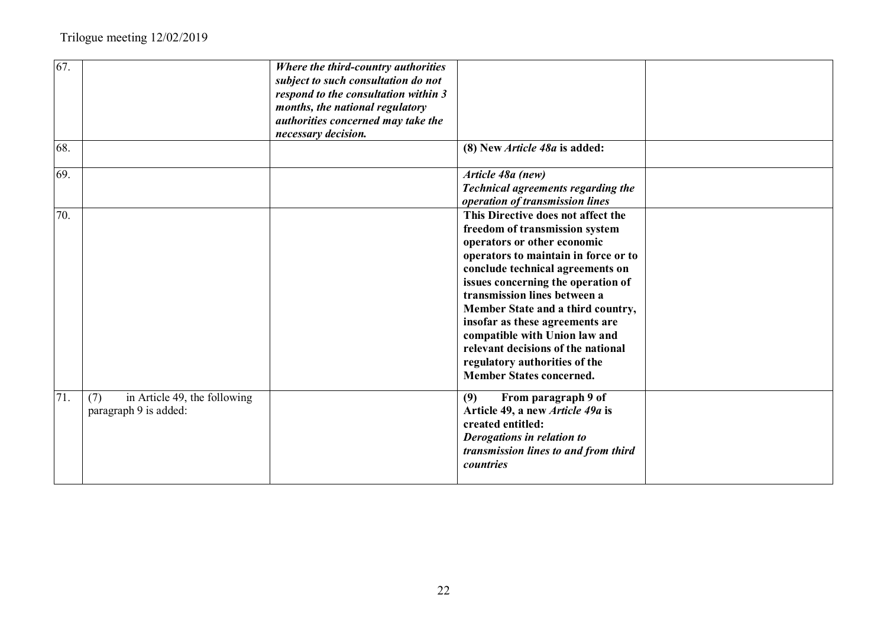| | | | | |
|---|---|---|---|---|
| 67. | | ***Where the third-country authorities subject to such consultation do not respond to the consultation within 3 months, the national regulatory authorities concerned may take the necessary decision.*** | | |
| 68. | | | **(8) New *Article 48a* is added:** | |
| 69. | | | ***Article 48a (new)*** ***Technical agreements regarding the operation of transmission lines*** | |
| 70. | | | **This Directive does not affect the freedom of transmission system operators or other economic operators to maintain in force or to conclude technical agreements on issues concerning the operation of transmission lines between a Member State and a third country, insofar as these agreements are compatible with Union law and relevant decisions of the national regulatory authorities of the Member States concerned.** | |
| 71. | (7) in Article 49, the following paragraph 9 is added: | | **(9) From paragraph 9 of Article 49, a new *Article 49a* is created entitled:** ***Derogations in relation to transmission lines to and from third countries*** | |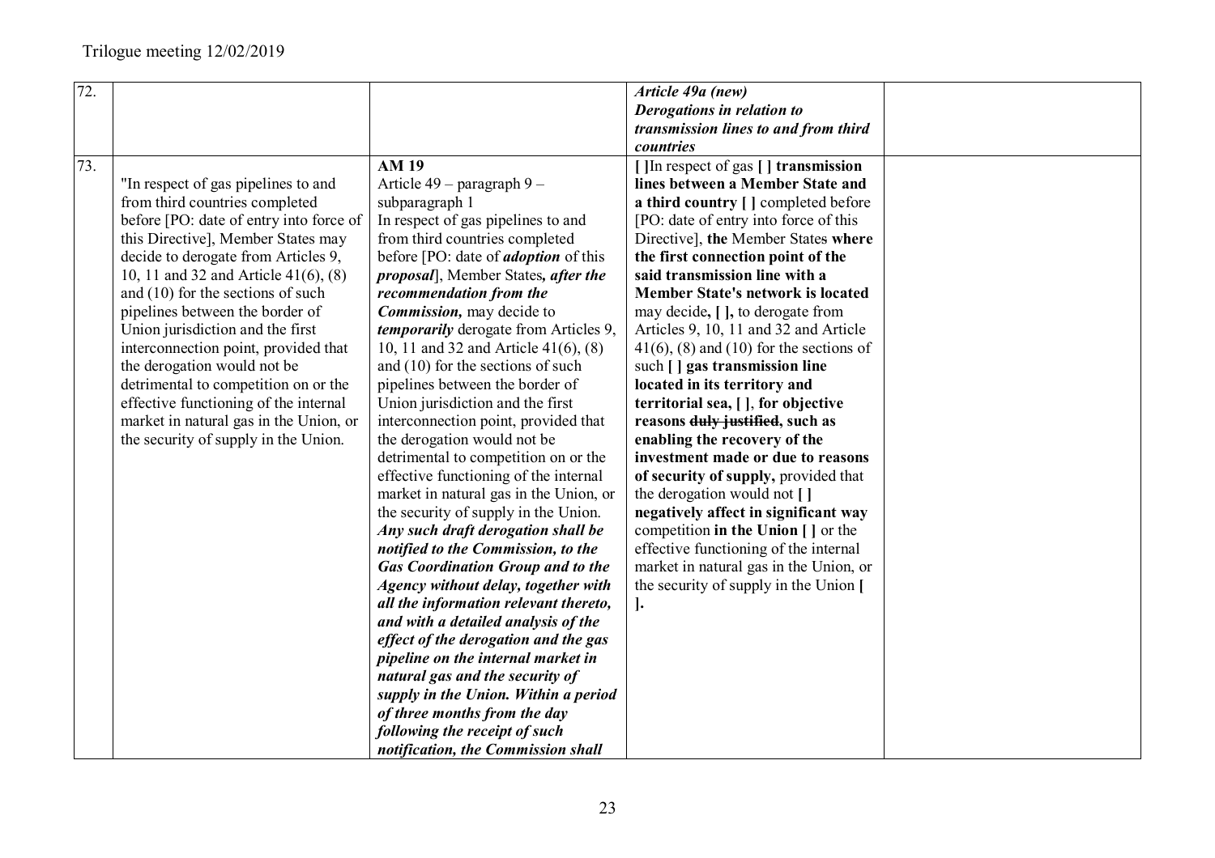| | | | | |
|---|---|---|---|---|
| 72. | | | ***Article 49a (new)*** ***Derogations in relation to transmission lines to and from third countries*** | |
| 73. | "In respect of gas pipelines to and from third countries completed before [PO: date of entry into force of this Directive], Member States may decide to derogate from Articles 9, 10, 11 and 32 and Article 41(6), (8) and (10) for the sections of such pipelines between the border of Union jurisdiction and the first interconnection point, provided that the derogation would not be detrimental to competition on or the effective functioning of the internal market in natural gas in the Union, or the security of supply in the Union. | **AM 19** Article 49 – paragraph 9 – subparagraph 1 In respect of gas pipelines to and from third countries completed before [PO: date of ***adoption*** of this ***proposal***], Member States***, after the recommendation from the Commission,*** may decide to ***temporarily*** derogate from Articles 9, 10, 11 and 32 and Article 41(6), (8) and (10) for the sections of such pipelines between the border of Union jurisdiction and the first interconnection point, provided that the derogation would not be detrimental to competition on or the effective functioning of the internal market in natural gas in the Union, or the security of supply in the Union. ***Any such draft derogation shall be notified to the Commission, to the Gas Coordination Group and to the Agency without delay, together with all the information relevant thereto, and with a detailed analysis of the effect of the derogation and the gas pipeline on the internal market in natural gas and the security of supply in the Union. Within a period of three months from the day following the receipt of such notification, the Commission shall*** | **[ ]**In respect of gas **[ ] transmission lines between a Member State and a third country [ ]** completed before [PO: date of entry into force of this Directive], **the** Member States **where the first connection point of the said transmission line with a Member State's network is located** may decide**, [ ],** to derogate from Articles 9, 10, 11 and 32 and Article 41(6), (8) and (10) for the sections of such **[ ] gas transmission line located in its territory and territorial sea, [ ]**, **for objective reasons** ~~**duly justified**~~**, such as enabling the recovery of the investment made or due to reasons of security of supply,** provided that the derogation would not **[ ] negatively affect in significant way** competition **in the Union [ ]** or the effective functioning of the internal market in natural gas in the Union, or the security of supply in the Union **[ ].** | |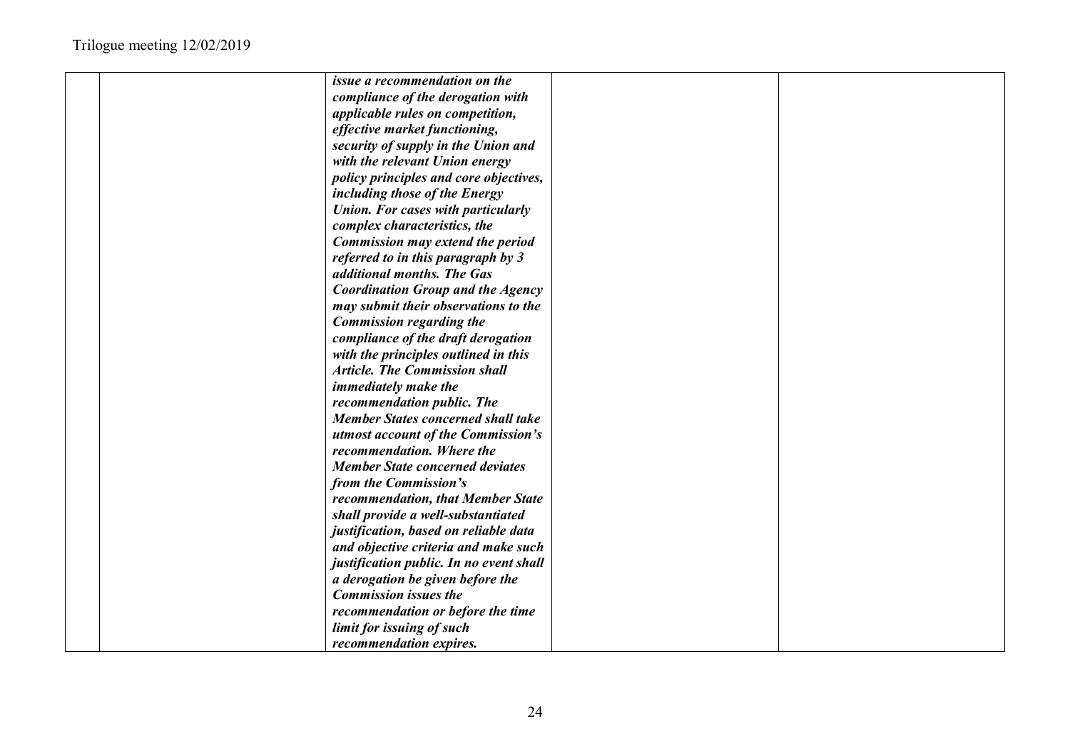| | | | | |
|---|---|---|---|---|
| | | ***issue a recommendation on the compliance of the derogation with applicable rules on competition, effective market functioning, security of supply in the Union and with the relevant Union energy policy principles and core objectives, including those of the Energy Union. For cases with particularly complex characteristics, the Commission may extend the period referred to in this paragraph by 3 additional months. The Gas Coordination Group and the Agency may submit their observations to the Commission regarding the compliance of the draft derogation with the principles outlined in this Article. The Commission shall immediately make the recommendation public. The Member States concerned shall take utmost account of the Commission's recommendation. Where the Member State concerned deviates from the Commission's recommendation, that Member State shall provide a well-substantiated justification, based on reliable data and objective criteria and make such justification public. In no event shall a derogation be given before the Commission issues the recommendation or before the time limit for issuing of such recommendation expires.*** | | |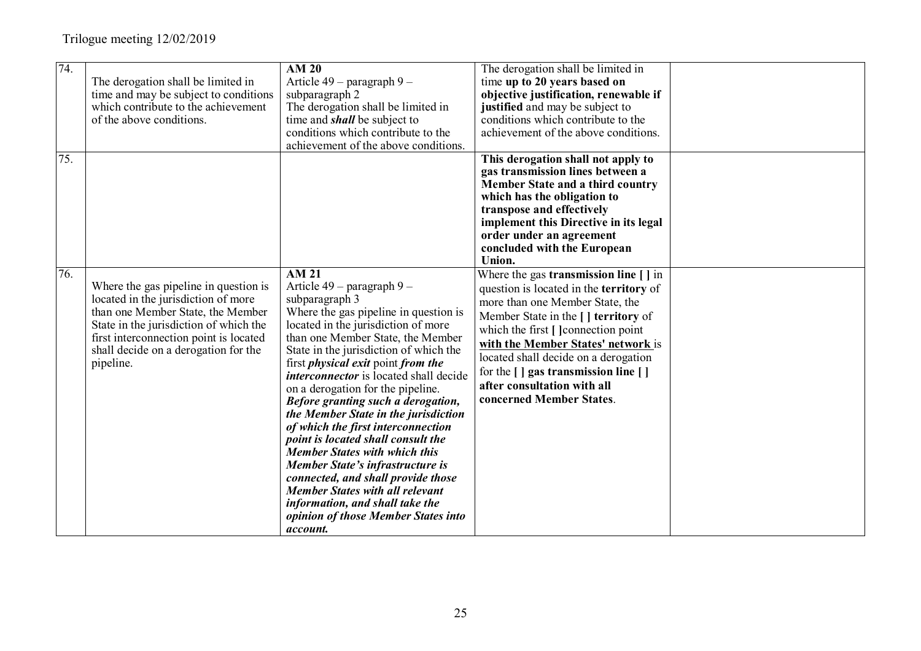| | | | | |
|---|---|---|---|---|
| 74. | The derogation shall be limited in time and may be subject to conditions which contribute to the achievement of the above conditions. | **AM 20**<br>Article 49 – paragraph 9 – subparagraph 2<br>The derogation shall be limited in time and ***shall*** be subject to conditions which contribute to the achievement of the above conditions. | The derogation shall be limited in time **up to 20 years based on objective justification, renewable if justified** and may be subject to conditions which contribute to the achievement of the above conditions. | |
| 75. | | | **This derogation shall not apply to gas transmission lines between a Member State and a third country which has the obligation to transpose and effectively implement this Directive in its legal order under an agreement concluded with the European Union.** | |
| 76. | Where the gas pipeline in question is located in the jurisdiction of more than one Member State, the Member State in the jurisdiction of which the first interconnection point is located shall decide on a derogation for the pipeline. | **AM 21**<br>Article 49 – paragraph 9 – subparagraph 3<br>Where the gas pipeline in question is located in the jurisdiction of more than one Member State, the Member State in the jurisdiction of which the first ***physical exit*** point ***from the interconnector*** is located shall decide on a derogation for the pipeline. ***Before granting such a derogation, the Member State in the jurisdiction of which the first interconnection point is located shall consult the Member States with which this Member State's infrastructure is connected, and shall provide those Member States with all relevant information, and shall take the opinion of those Member States into account.*** | Where the gas **transmission line [ ]** in question is located in the **territory** of more than one Member State, the Member State in the **[ ] territory** of which the first **[ ]**connection point <u>**with the Member States' network**</u> is located shall decide on a derogation for the **[ ] gas transmission line [ ] after consultation with all concerned Member States**. | |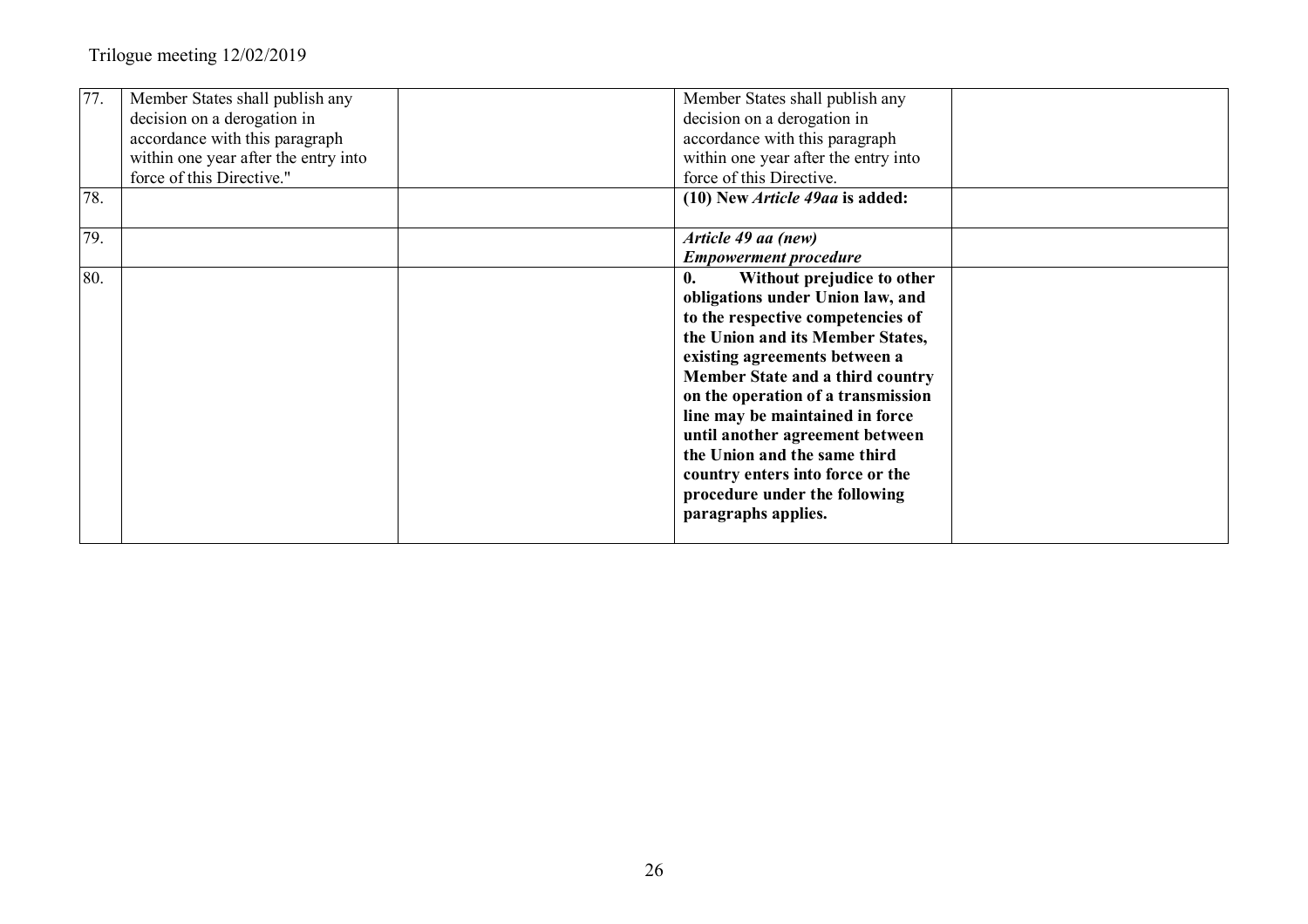| | | | | |
|---|---|---|---|---|
| 77. | Member States shall publish any decision on a derogation in accordance with this paragraph within one year after the entry into force of this Directive." | | Member States shall publish any decision on a derogation in accordance with this paragraph within one year after the entry into force of this Directive. | |
| 78. | | | **(10) New *Article 49aa* is added:** | |
| 79. | | | ***Article 49 aa (new)*** ***Empowerment procedure*** | |
| 80. | | | **0. Without prejudice to other obligations under Union law, and to the respective competencies of the Union and its Member States, existing agreements between a Member State and a third country on the operation of a transmission line may be maintained in force until another agreement between the Union and the same third country enters into force or the procedure under the following paragraphs applies.** | |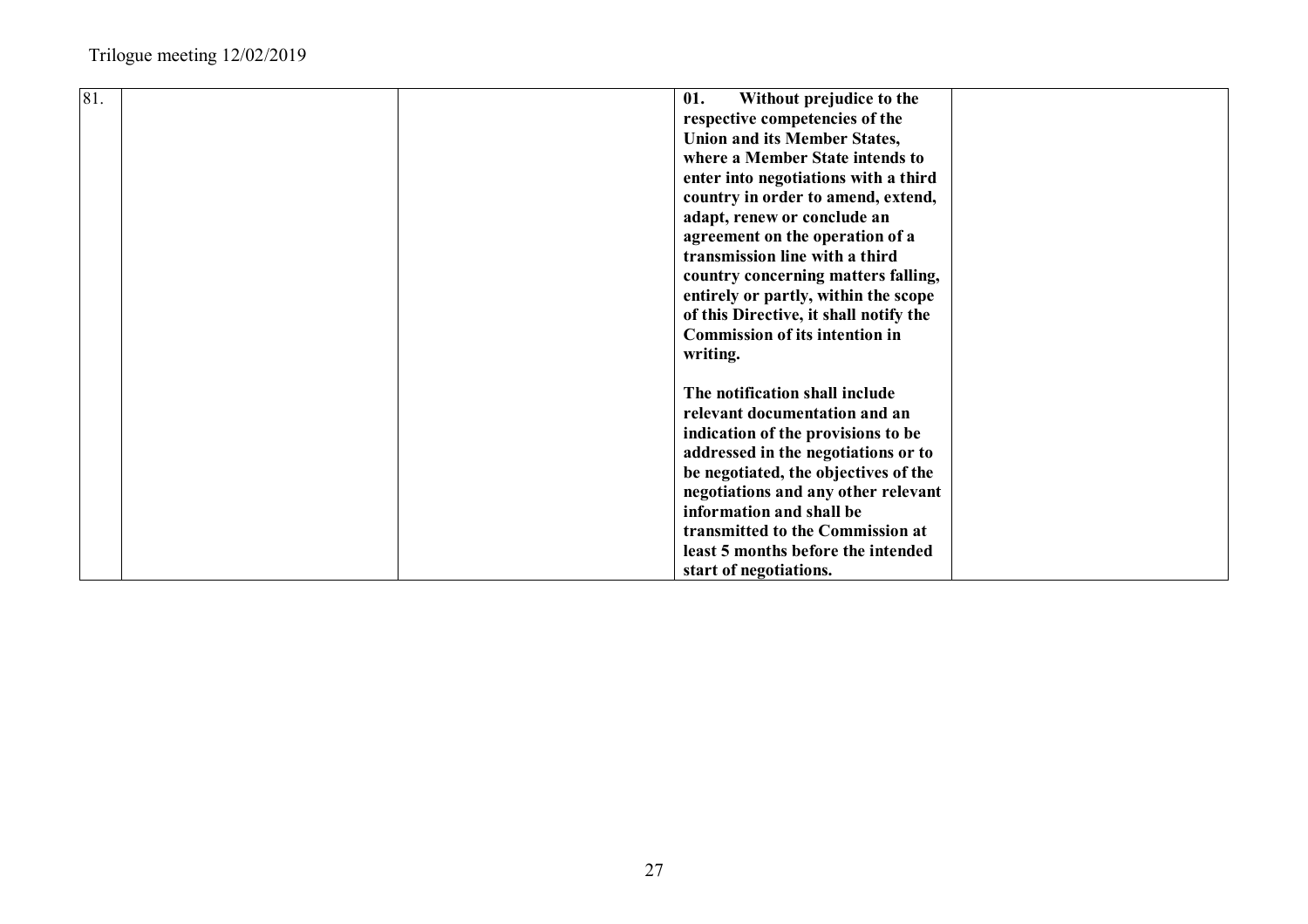| 81. | | | **01. Without prejudice to the respective competencies of the Union and its Member States, where a Member State intends to enter into negotiations with a third country in order to amend, extend, adapt, renew or conclude an agreement on the operation of a transmission line with a third country concerning matters falling, entirely or partly, within the scope of this Directive, it shall notify the Commission of its intention in writing.**<br><br>**The notification shall include relevant documentation and an indication of the provisions to be addressed in the negotiations or to be negotiated, the objectives of the negotiations and any other relevant information and shall be transmitted to the Commission at least 5 months before the intended start of negotiations.** | |
|---|---|---|---|---|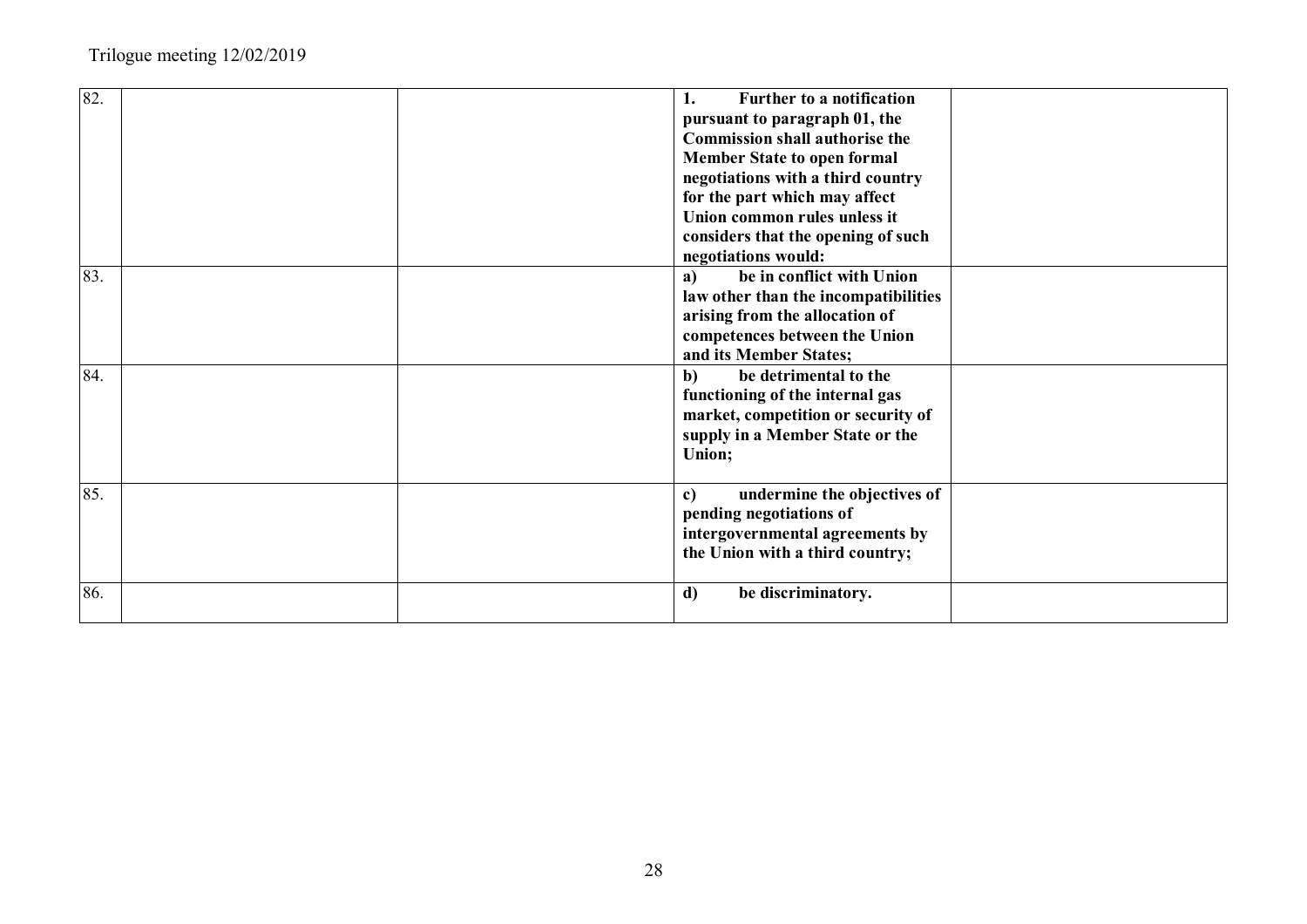| | | | | |
|---|---|---|---|---|
| 82. | | | **1. Further to a notification pursuant to paragraph 01, the Commission shall authorise the Member State to open formal negotiations with a third country for the part which may affect Union common rules unless it considers that the opening of such negotiations would:** | |
| 83. | | | **a) be in conflict with Union law other than the incompatibilities arising from the allocation of competences between the Union and its Member States;** | |
| 84. | | | **b) be detrimental to the functioning of the internal gas market, competition or security of supply in a Member State or the Union;** | |
| 85. | | | **c) undermine the objectives of pending negotiations of intergovernmental agreements by the Union with a third country;** | |
| 86. | | | **d) be discriminatory.** | |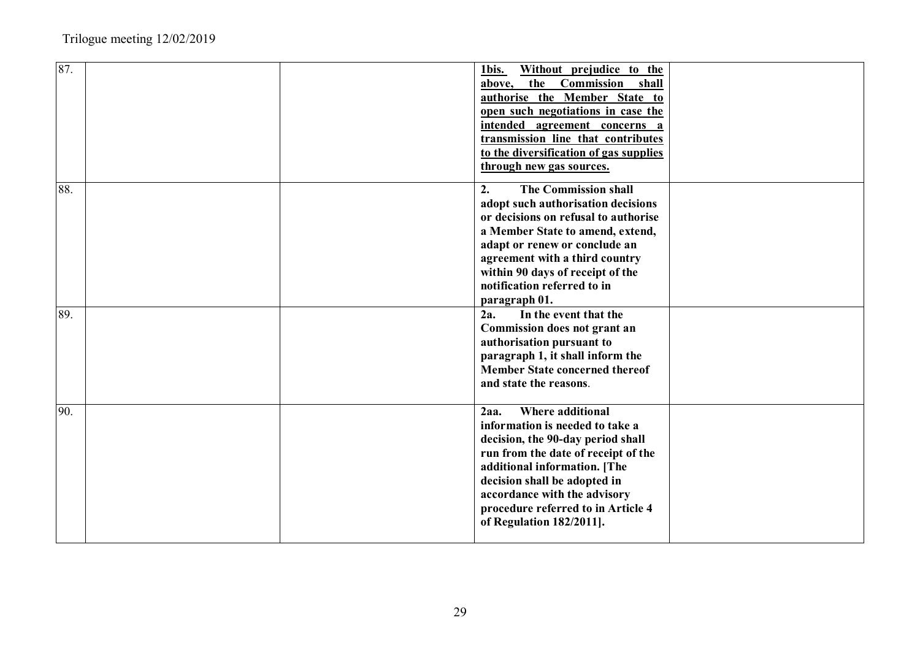| | | | | |
|---|---|---|---|---|
| 87. | | | <u>**1bis. Without prejudice to the above, the Commission shall authorise the Member State to open such negotiations in case the intended agreement concerns a transmission line that contributes to the diversification of gas supplies through new gas sources.**</u> | |
| 88. | | | **2. The Commission shall adopt such authorisation decisions or decisions on refusal to authorise a Member State to amend, extend, adapt or renew or conclude an agreement with a third country within 90 days of receipt of the notification referred to in paragraph 01.** | |
| 89. | | | **2a. In the event that the Commission does not grant an authorisation pursuant to paragraph 1, it shall inform the Member State concerned thereof and state the reasons**. | |
| 90. | | | **2aa. Where additional information is needed to take a decision, the 90-day period shall run from the date of receipt of the additional information. [The decision shall be adopted in accordance with the advisory procedure referred to in Article 4 of Regulation 182/2011].** | |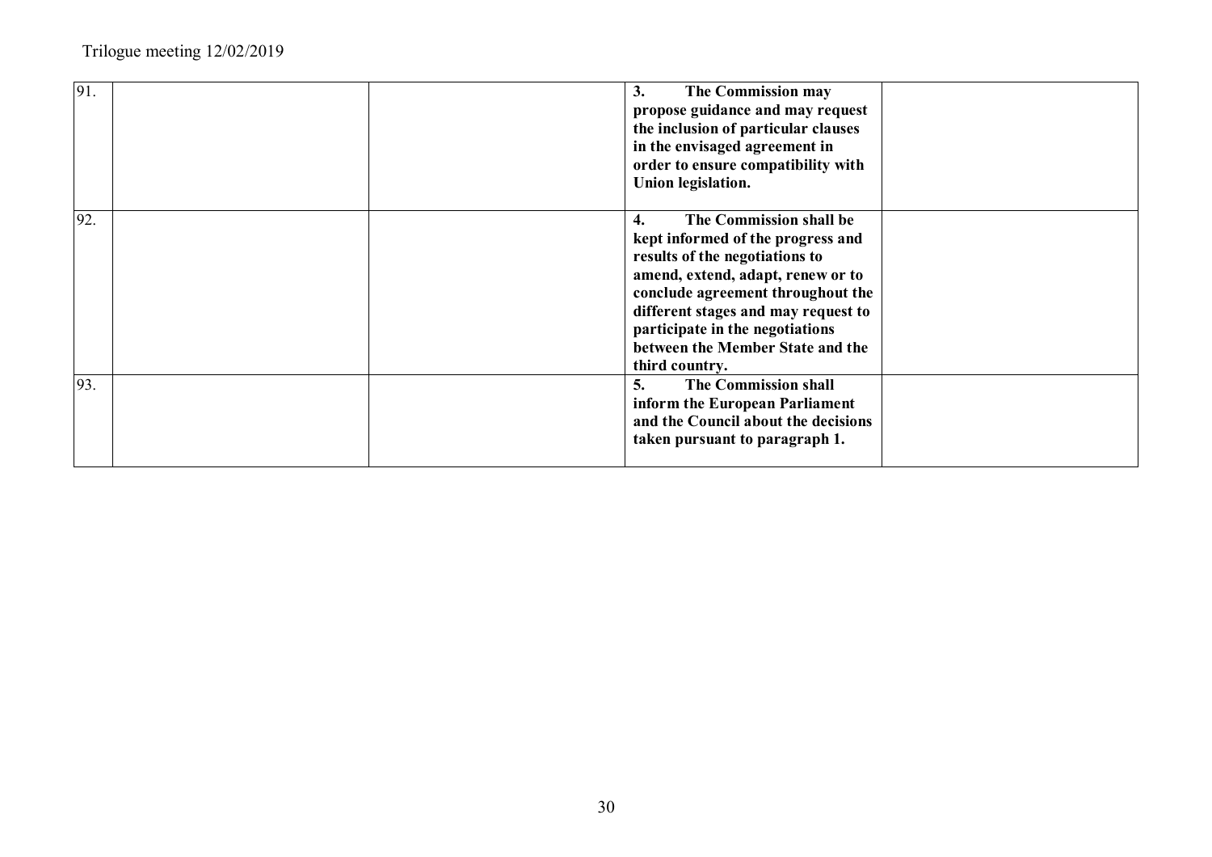| | | | | |
|---|---|---|---|---|
| 91. | | | **3. The Commission may propose guidance and may request the inclusion of particular clauses in the envisaged agreement in order to ensure compatibility with Union legislation.** | |
| 92. | | | **4. The Commission shall be kept informed of the progress and results of the negotiations to amend, extend, adapt, renew or to conclude agreement throughout the different stages and may request to participate in the negotiations between the Member State and the third country.** | |
| 93. | | | **5. The Commission shall inform the European Parliament and the Council about the decisions taken pursuant to paragraph 1.** | |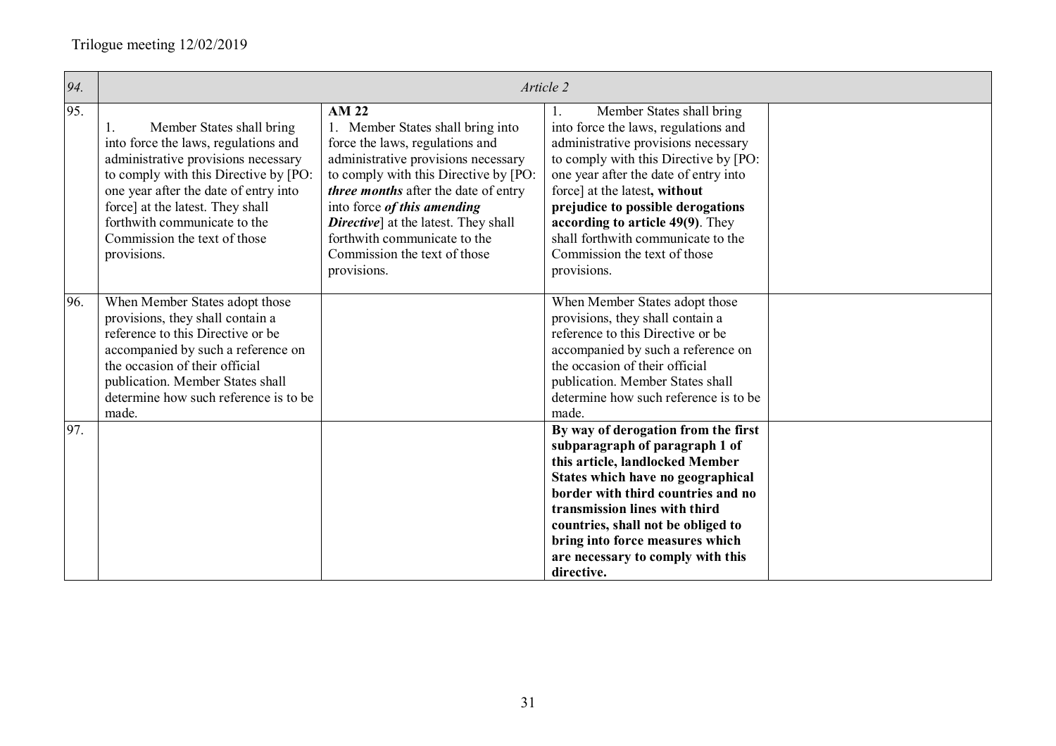Trilogue meeting 12/02/2019

| 94. | *Article 2* | | | |
|---|---|---|---|---|
| 95. | 1. Member States shall bring into force the laws, regulations and administrative provisions necessary to comply with this Directive by [PO: one year after the date of entry into force] at the latest. They shall forthwith communicate to the Commission the text of those provisions. | **AM 22**<br>1. Member States shall bring into force the laws, regulations and administrative provisions necessary to comply with this Directive by [PO: ***three months*** after the date of entry into force ***of this amending Directive***] at the latest. They shall forthwith communicate to the Commission the text of those provisions. | 1. Member States shall bring into force the laws, regulations and administrative provisions necessary to comply with this Directive by [PO: one year after the date of entry into force] at the latest**, without prejudice to possible derogations according to article 49(9)**. They shall forthwith communicate to the Commission the text of those provisions. | |
| 96. | When Member States adopt those provisions, they shall contain a reference to this Directive or be accompanied by such a reference on the occasion of their official publication. Member States shall determine how such reference is to be made. | | When Member States adopt those provisions, they shall contain a reference to this Directive or be accompanied by such a reference on the occasion of their official publication. Member States shall determine how such reference is to be made. | |
| 97. | | | **By way of derogation from the first subparagraph of paragraph 1 of this article, landlocked Member States which have no geographical border with third countries and no transmission lines with third countries, shall not be obliged to bring into force measures which are necessary to comply with this directive.** | |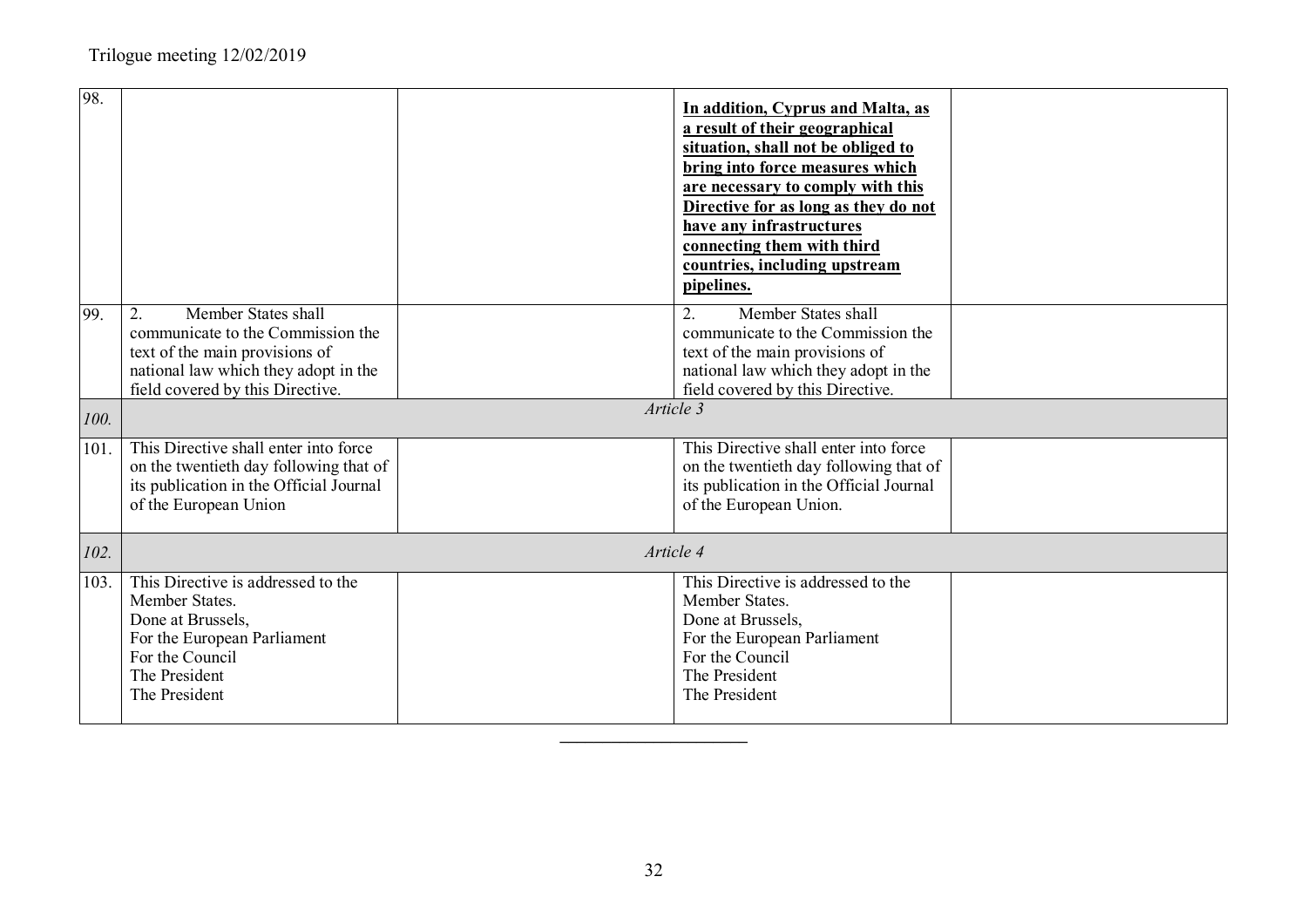| | | | | |
|---|---|---|---|---|
| 98. | | | **<u>In addition, Cyprus and Malta, as a result of their geographical situation, shall not be obliged to bring into force measures which are necessary to comply with this Directive for as long as they do not have any infrastructures connecting them with third countries, including upstream pipelines.</u>** | |
| 99. | 2. Member States shall communicate to the Commission the text of the main provisions of national law which they adopt in the field covered by this Directive. | | 2. Member States shall communicate to the Commission the text of the main provisions of national law which they adopt in the field covered by this Directive. | |
| *100.* | *Article 3* | | | |
| 101. | This Directive shall enter into force on the twentieth day following that of its publication in the Official Journal of the European Union | | This Directive shall enter into force on the twentieth day following that of its publication in the Official Journal of the European Union. | |
| *102.* | *Article 4* | | | |
| 103. | This Directive is addressed to the Member States.<br>Done at Brussels,<br>For the European Parliament<br>For the Council<br>The President<br>The President | | This Directive is addressed to the Member States.<br>Done at Brussels,<br>For the European Parliament<br>For the Council<br>The President<br>The President | |